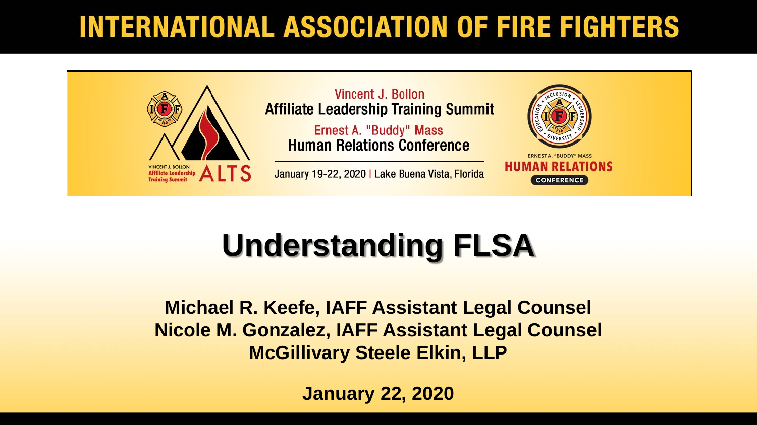# INTERNATIONAL ASSOCIATION OF FIRE FIGHTERS

Vincent J. Bollon
Affiliate Leadership Training Summit

Ernest A. "Buddy" Mass
Human Relations Conference

January 19-22, 2020 | Lake Buena Vista, Florida

# Understanding FLSA

**Michael R. Keefe, IAFF Assistant Legal Counsel**
**Nicole M. Gonzalez, IAFF Assistant Legal Counsel**
**McGillivary Steele Elkin, LLP**

**January 22, 2020**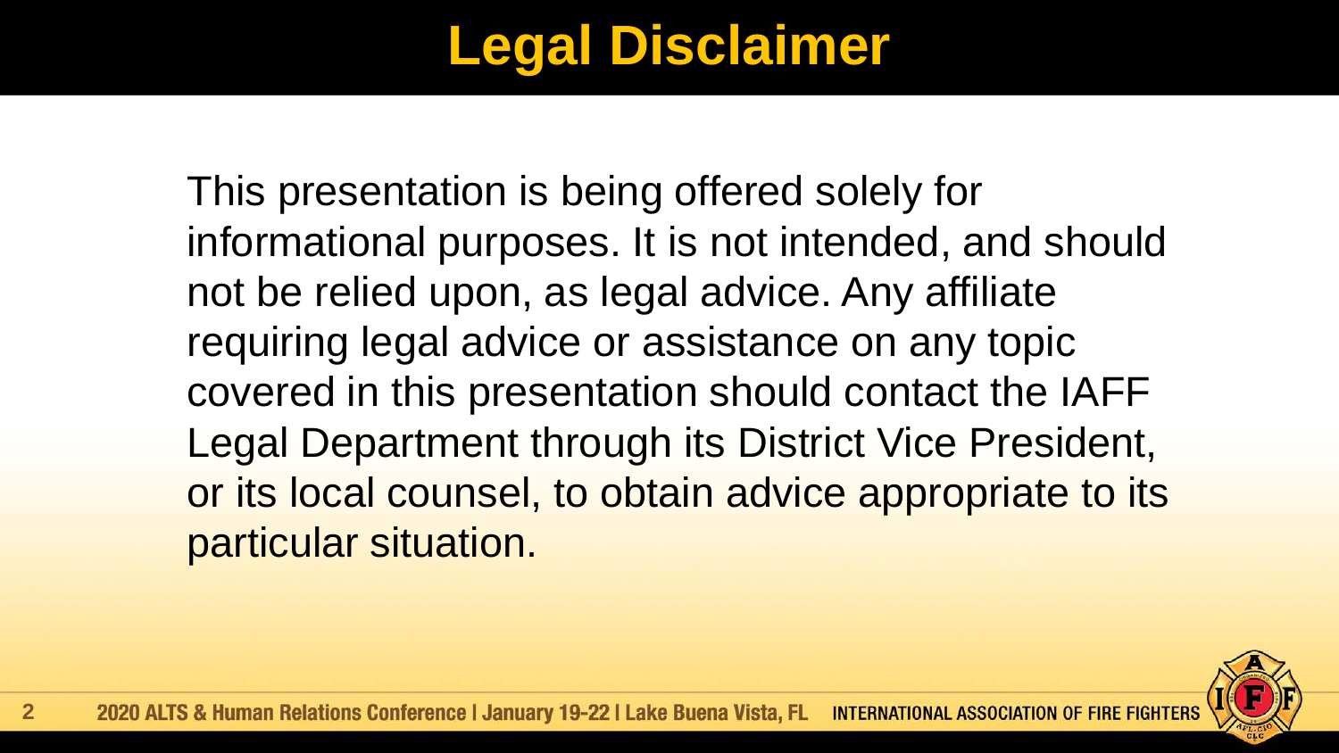# Legal Disclaimer

This presentation is being offered solely for informational purposes. It is not intended, and should not be relied upon, as legal advice. Any affiliate requiring legal advice or assistance on any topic covered in this presentation should contact the IAFF Legal Department through its District Vice President, or its local counsel, to obtain advice appropriate to its particular situation.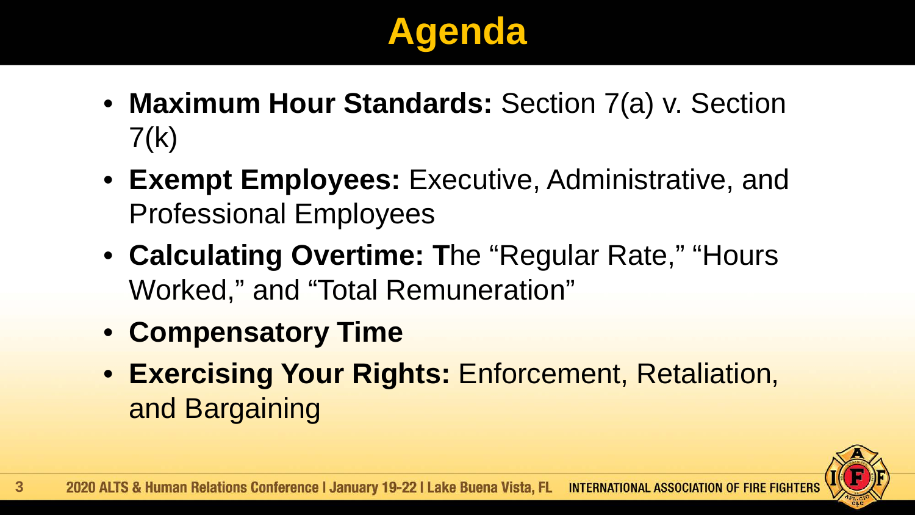# Agenda

- **Maximum Hour Standards:** Section 7(a) v. Section 7(k)
- **Exempt Employees:** Executive, Administrative, and Professional Employees
- **Calculating Overtime: T**he "Regular Rate," "Hours Worked," and "Total Remuneration"
- **Compensatory Time**
- **Exercising Your Rights:** Enforcement, Retaliation, and Bargaining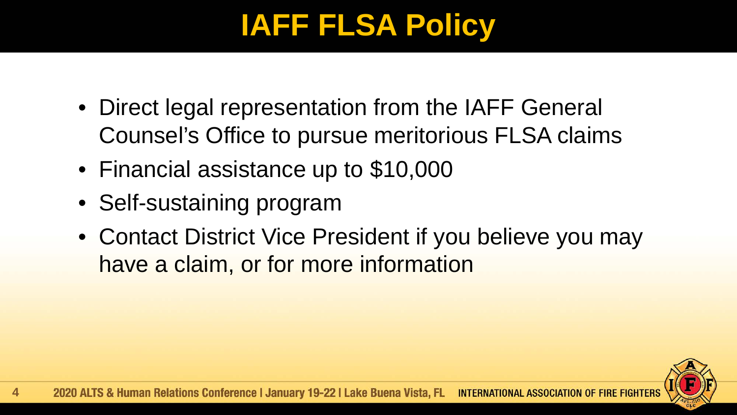# IAFF FLSA Policy

- Direct legal representation from the IAFF General Counsel's Office to pursue meritorious FLSA claims
- Financial assistance up to $10,000
- Self-sustaining program
- Contact District Vice President if you believe you may have a claim, or for more information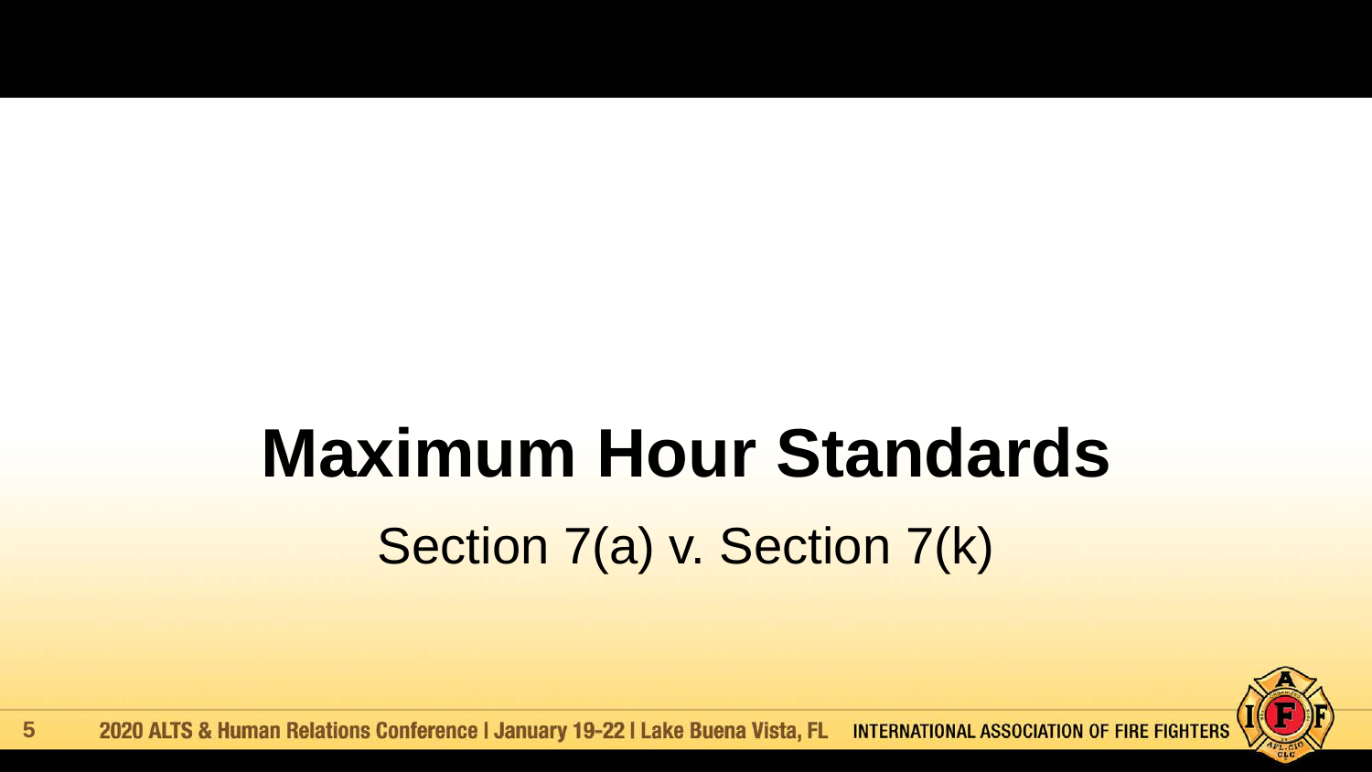# Maximum Hour Standards

Section 7(a) v. Section 7(k)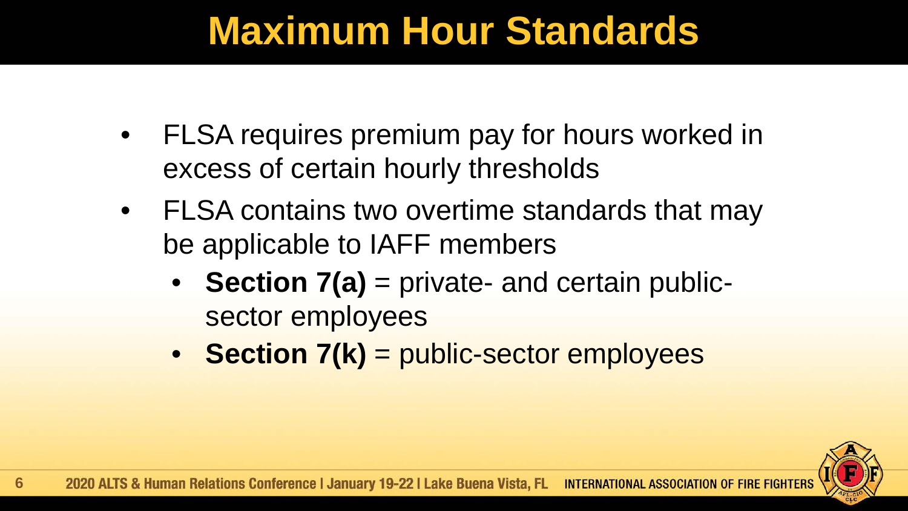# Maximum Hour Standards

- FLSA requires premium pay for hours worked in excess of certain hourly thresholds
- FLSA contains two overtime standards that may be applicable to IAFF members
  - **Section 7(a)** = private- and certain public-sector employees
  - **Section 7(k)** = public-sector employees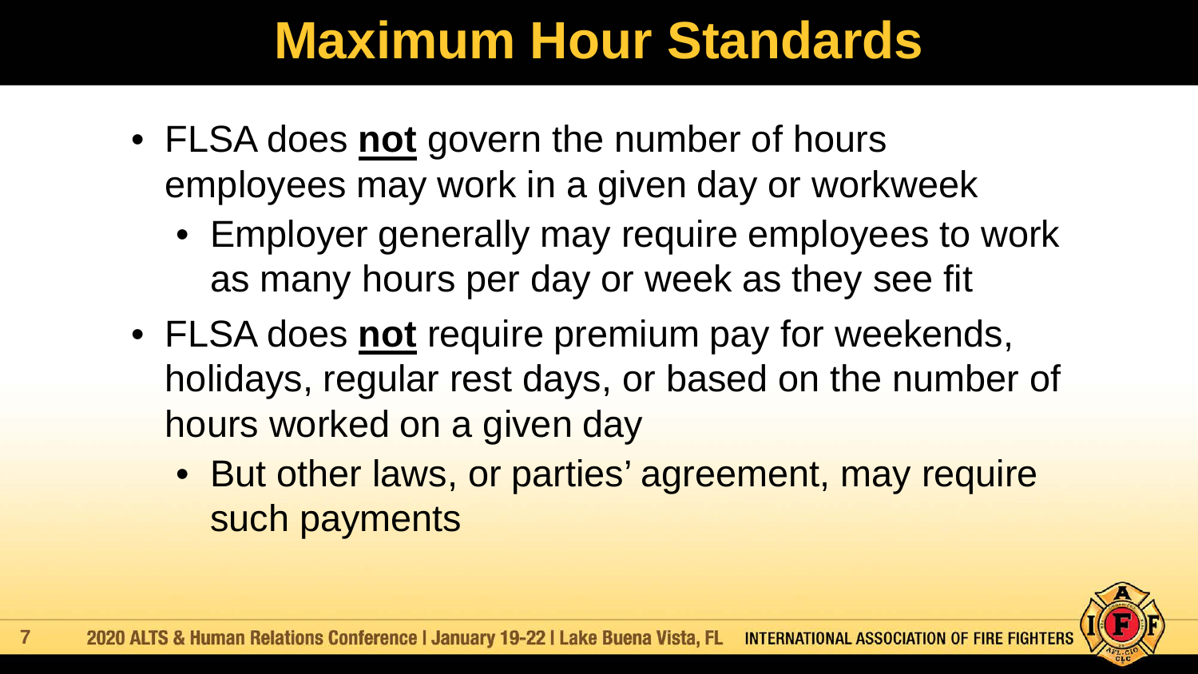# Maximum Hour Standards

- FLSA does **not** govern the number of hours employees may work in a given day or workweek
  - Employer generally may require employees to work as many hours per day or week as they see fit
- FLSA does **not** require premium pay for weekends, holidays, regular rest days, or based on the number of hours worked on a given day
  - But other laws, or parties' agreement, may require such payments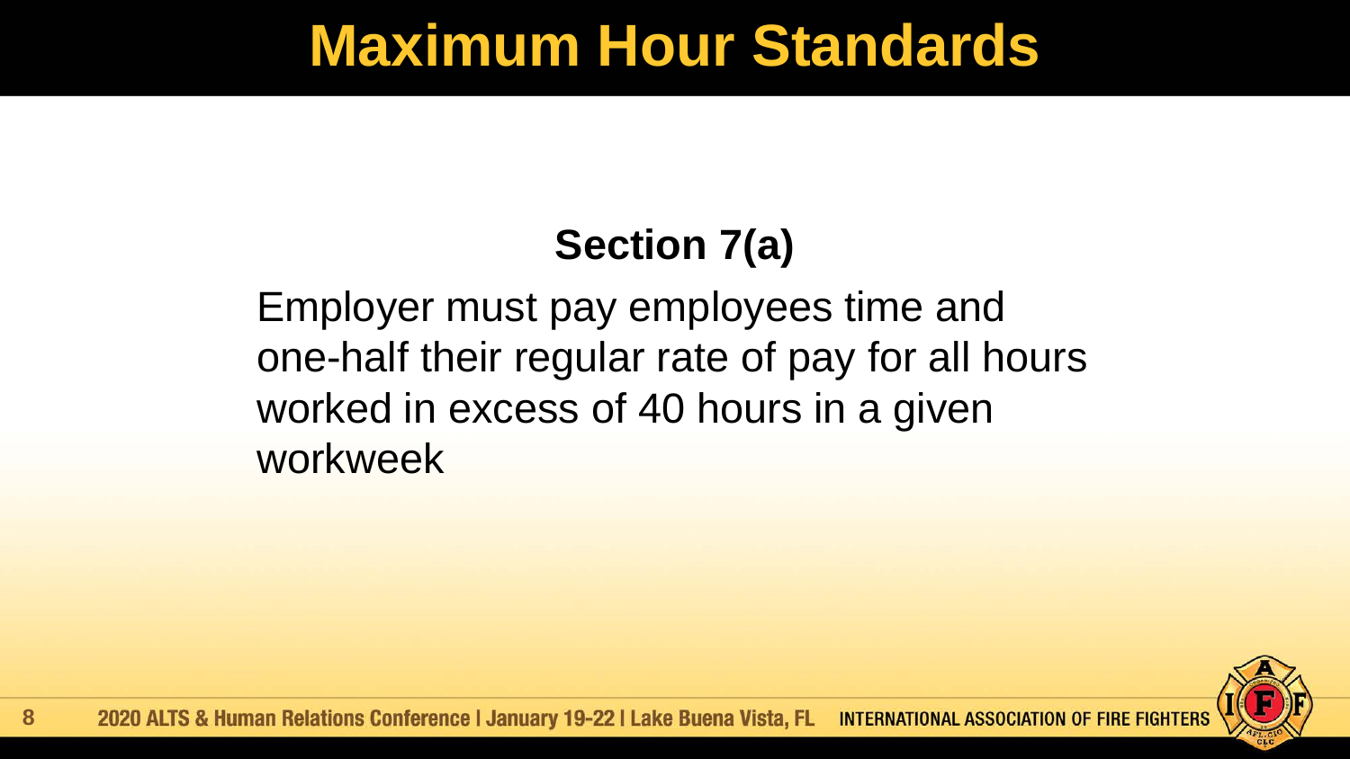# Maximum Hour Standards

**Section 7(a)**

Employer must pay employees time and one-half their regular rate of pay for all hours worked in excess of 40 hours in a given workweek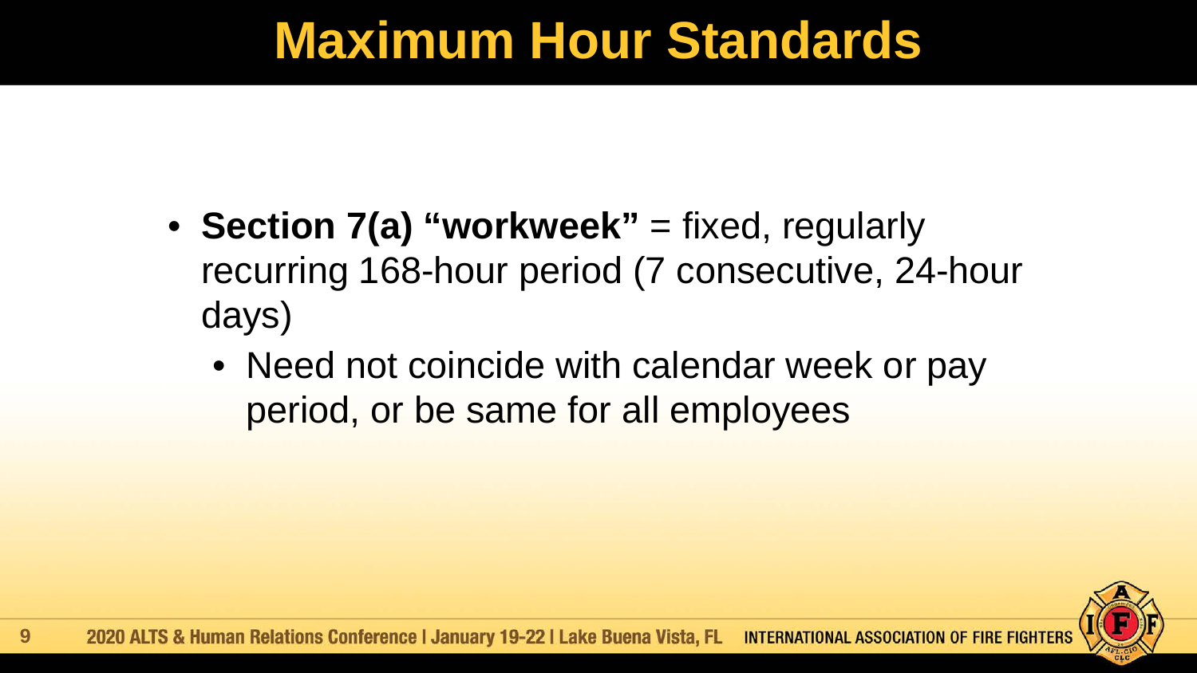# Maximum Hour Standards

- **Section 7(a) "workweek"** = fixed, regularly recurring 168-hour period (7 consecutive, 24-hour days)
  - Need not coincide with calendar week or pay period, or be same for all employees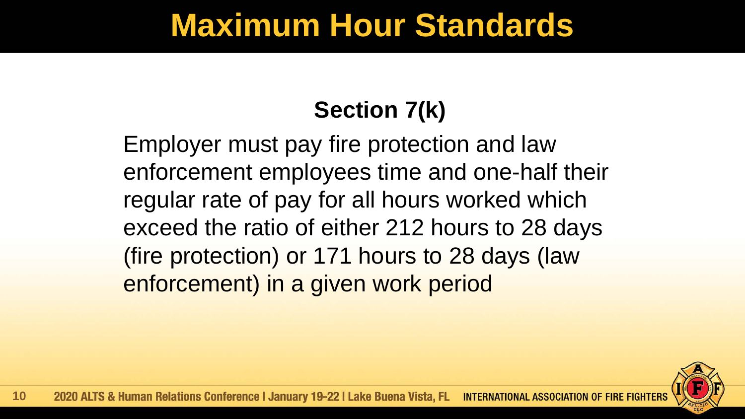# Maximum Hour Standards

## Section 7(k)

Employer must pay fire protection and law enforcement employees time and one-half their regular rate of pay for all hours worked which exceed the ratio of either 212 hours to 28 days (fire protection) or 171 hours to 28 days (law enforcement) in a given work period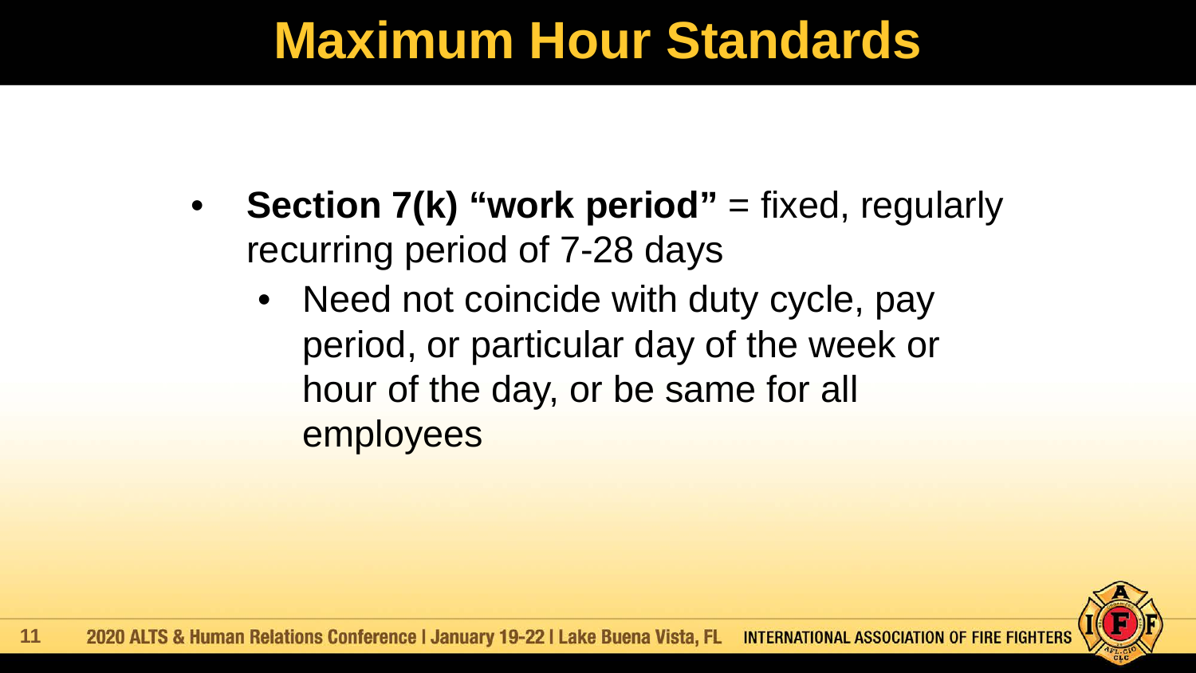# Maximum Hour Standards

- **Section 7(k) "work period"** = fixed, regularly recurring period of 7-28 days
  - Need not coincide with duty cycle, pay period, or particular day of the week or hour of the day, or be same for all employees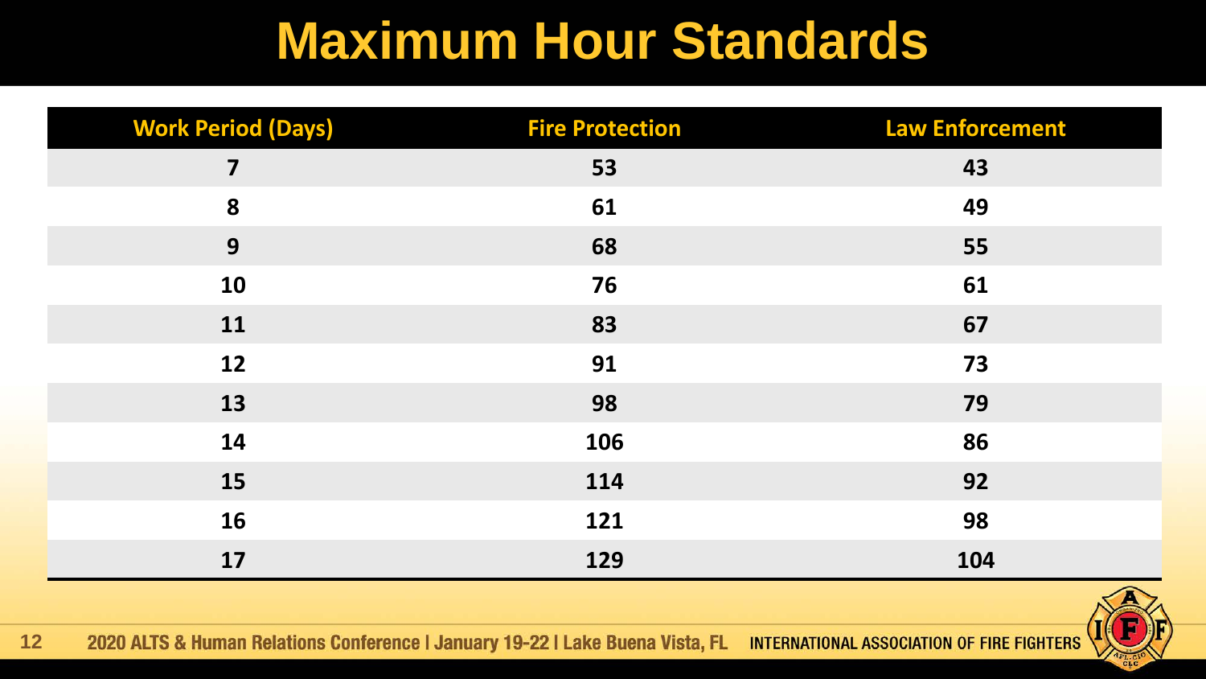# Maximum Hour Standards

| Work Period (Days) | Fire Protection | Law Enforcement |
|---|---|---|
| 7 | 53 | 43 |
| 8 | 61 | 49 |
| 9 | 68 | 55 |
| 10 | 76 | 61 |
| 11 | 83 | 67 |
| 12 | 91 | 73 |
| 13 | 98 | 79 |
| 14 | 106 | 86 |
| 15 | 114 | 92 |
| 16 | 121 | 98 |
| 17 | 129 | 104 |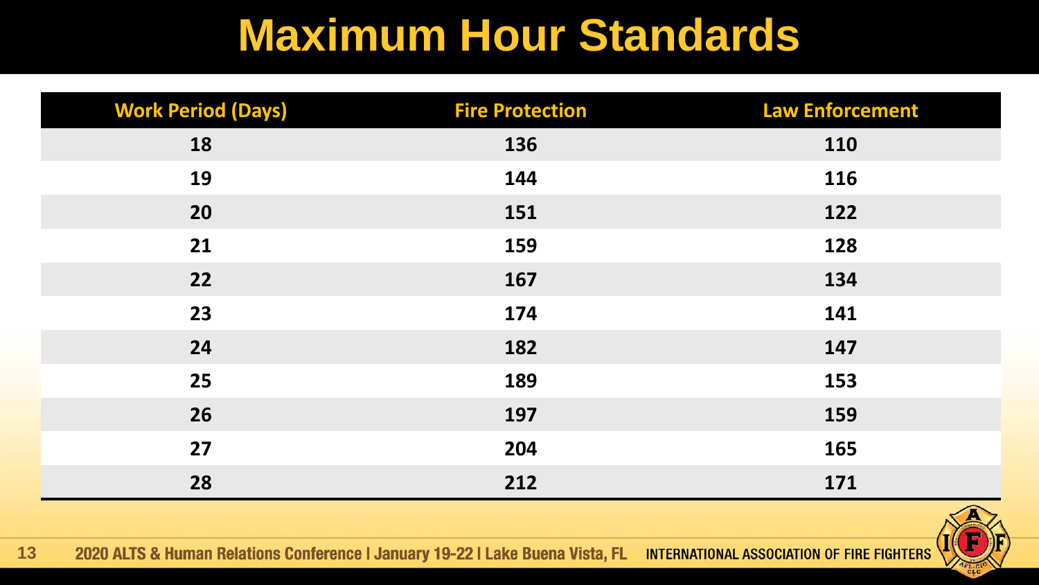# Maximum Hour Standards

| Work Period (Days) | Fire Protection | Law Enforcement |
|---|---|---|
| 18 | 136 | 110 |
| 19 | 144 | 116 |
| 20 | 151 | 122 |
| 21 | 159 | 128 |
| 22 | 167 | 134 |
| 23 | 174 | 141 |
| 24 | 182 | 147 |
| 25 | 189 | 153 |
| 26 | 197 | 159 |
| 27 | 204 | 165 |
| 28 | 212 | 171 |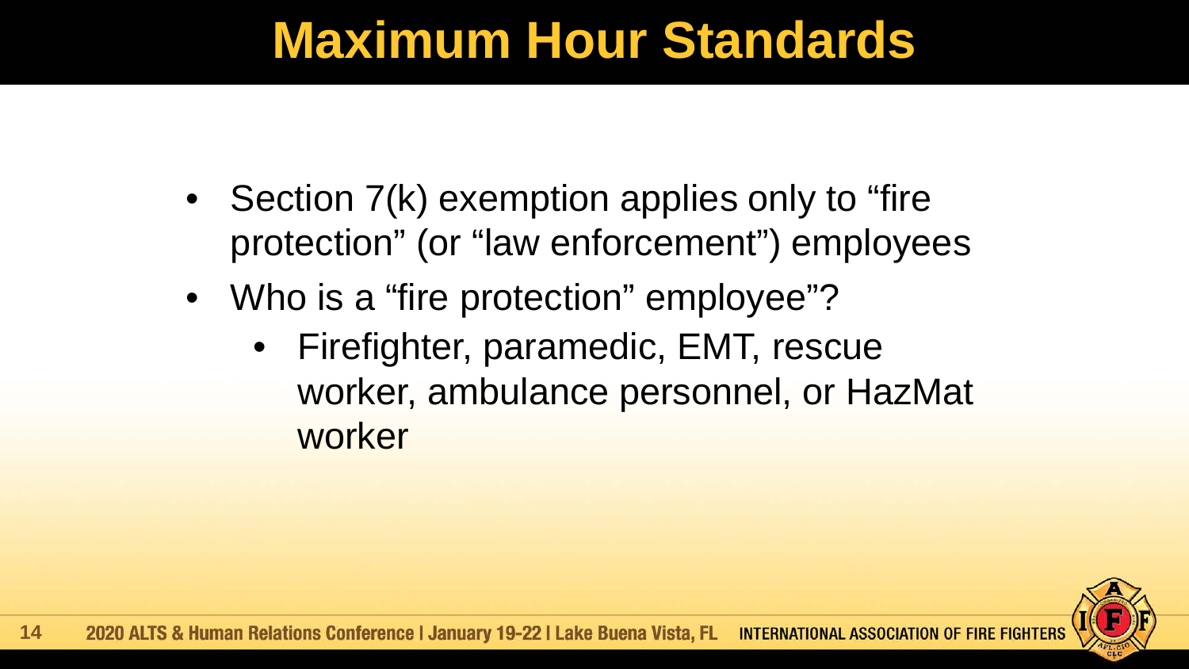# Maximum Hour Standards

- Section 7(k) exemption applies only to “fire protection” (or “law enforcement”) employees
- Who is a “fire protection” employee”?
  - Firefighter, paramedic, EMT, rescue worker, ambulance personnel, or HazMat worker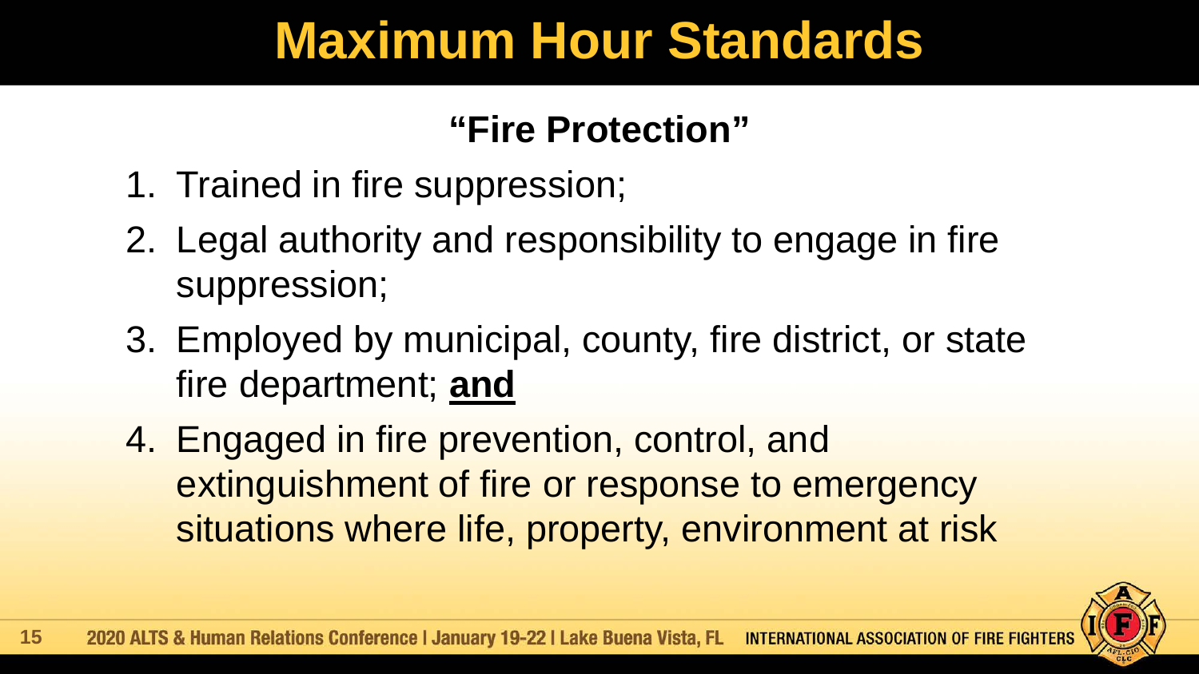# Maximum Hour Standards

## "Fire Protection"

1. Trained in fire suppression;
2. Legal authority and responsibility to engage in fire suppression;
3. Employed by municipal, county, fire district, or state fire department; **and**
4. Engaged in fire prevention, control, and extinguishment of fire or response to emergency situations where life, property, environment at risk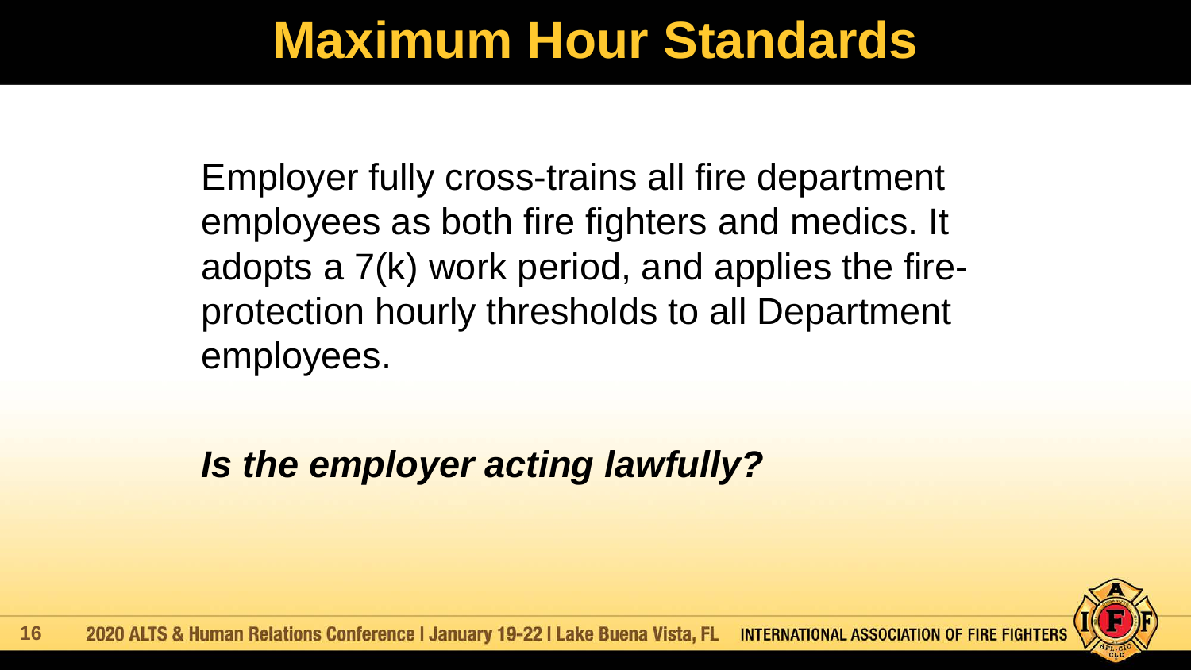# Maximum Hour Standards

Employer fully cross-trains all fire department employees as both fire fighters and medics. It adopts a 7(k) work period, and applies the fire-protection hourly thresholds to all Department employees.

***Is the employer acting lawfully?***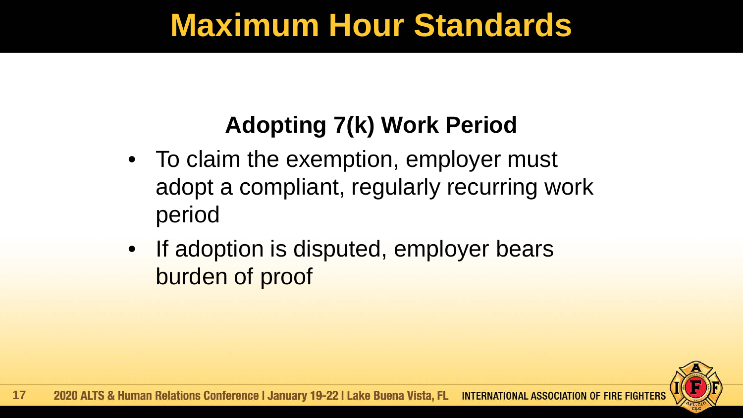# Maximum Hour Standards

## Adopting 7(k) Work Period

- To claim the exemption, employer must adopt a compliant, regularly recurring work period
- If adoption is disputed, employer bears burden of proof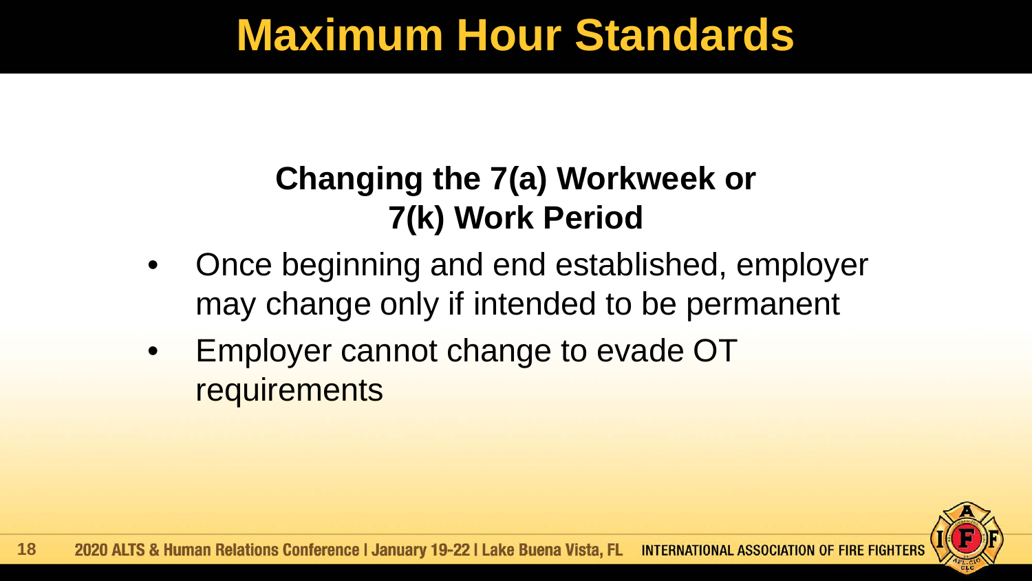# Maximum Hour Standards

## Changing the 7(a) Workweek or 7(k) Work Period

- Once beginning and end established, employer may change only if intended to be permanent
- Employer cannot change to evade OT requirements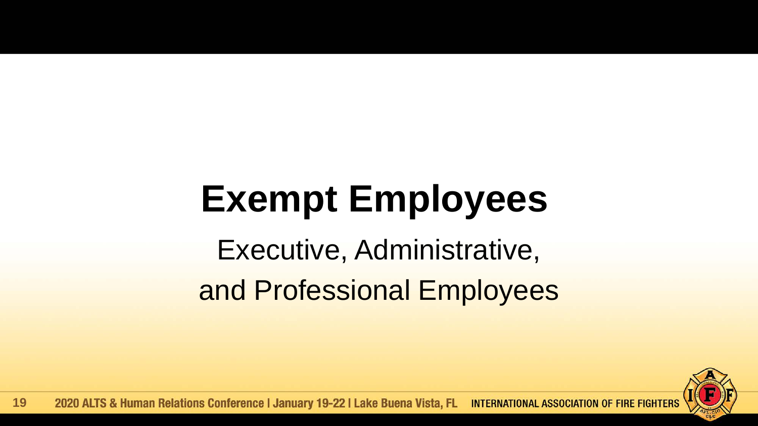# Exempt Employees

Executive, Administrative,
and Professional Employees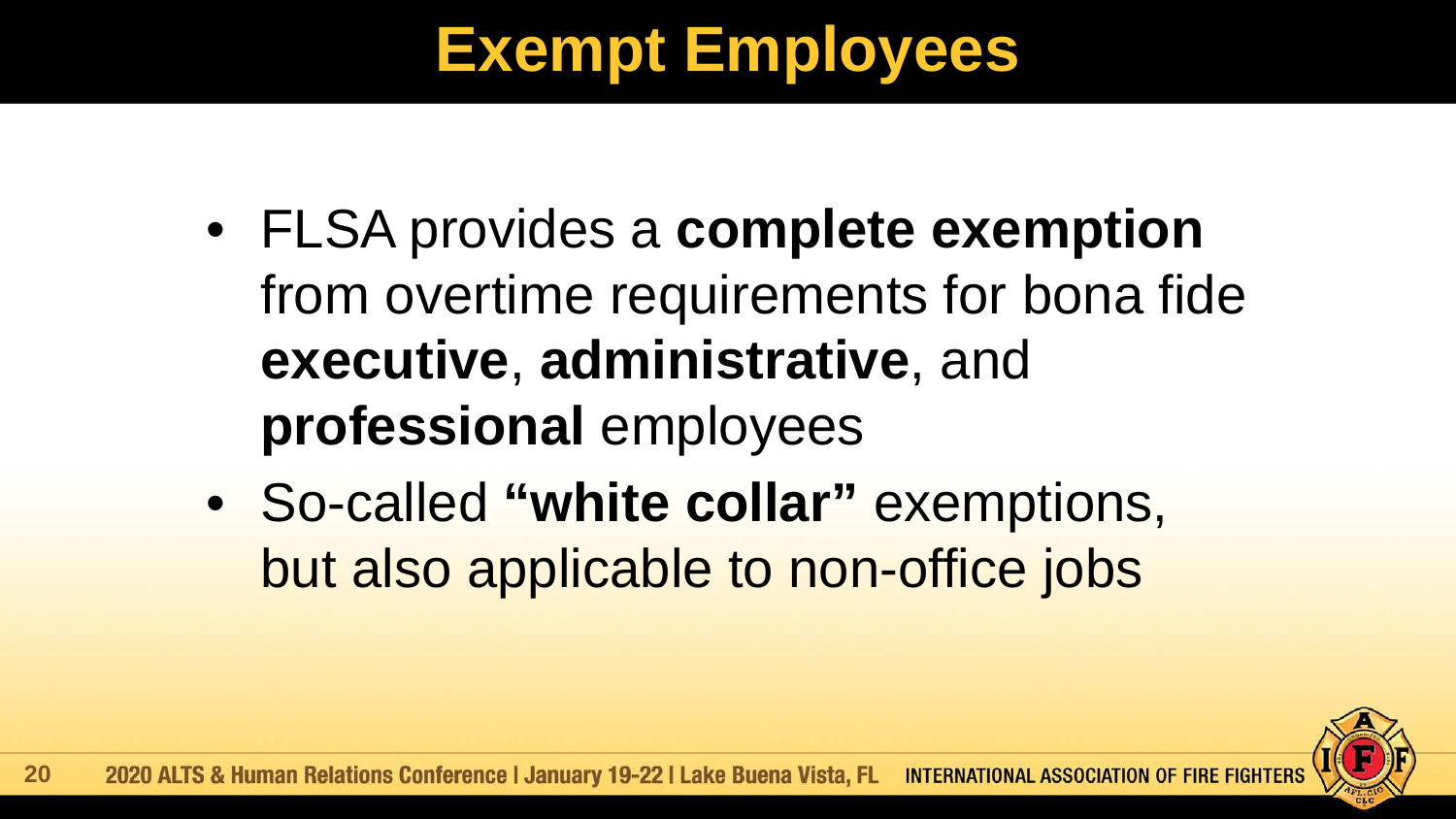# Exempt Employees

- FLSA provides a **complete exemption** from overtime requirements for bona fide **executive**, **administrative**, and **professional** employees
- So-called **"white collar"** exemptions, but also applicable to non-office jobs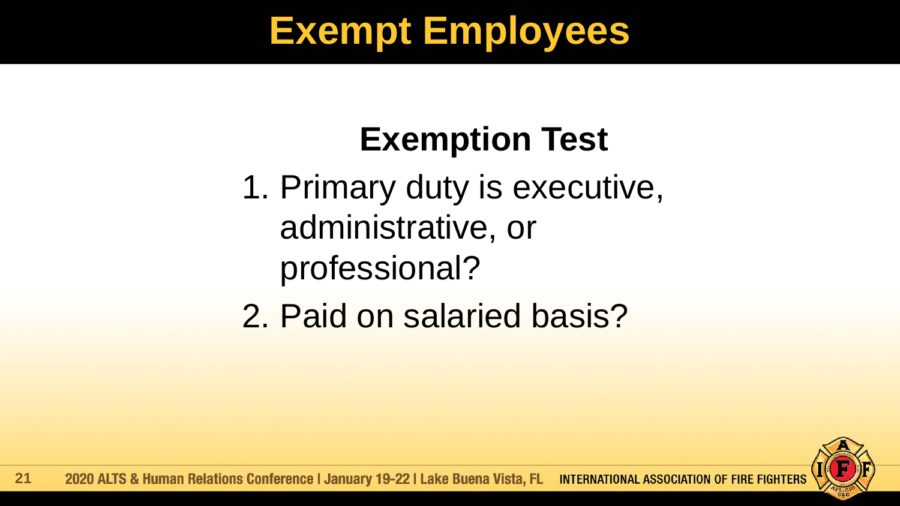# Exempt Employees

## Exemption Test

1. Primary duty is executive, administrative, or professional?
2. Paid on salaried basis?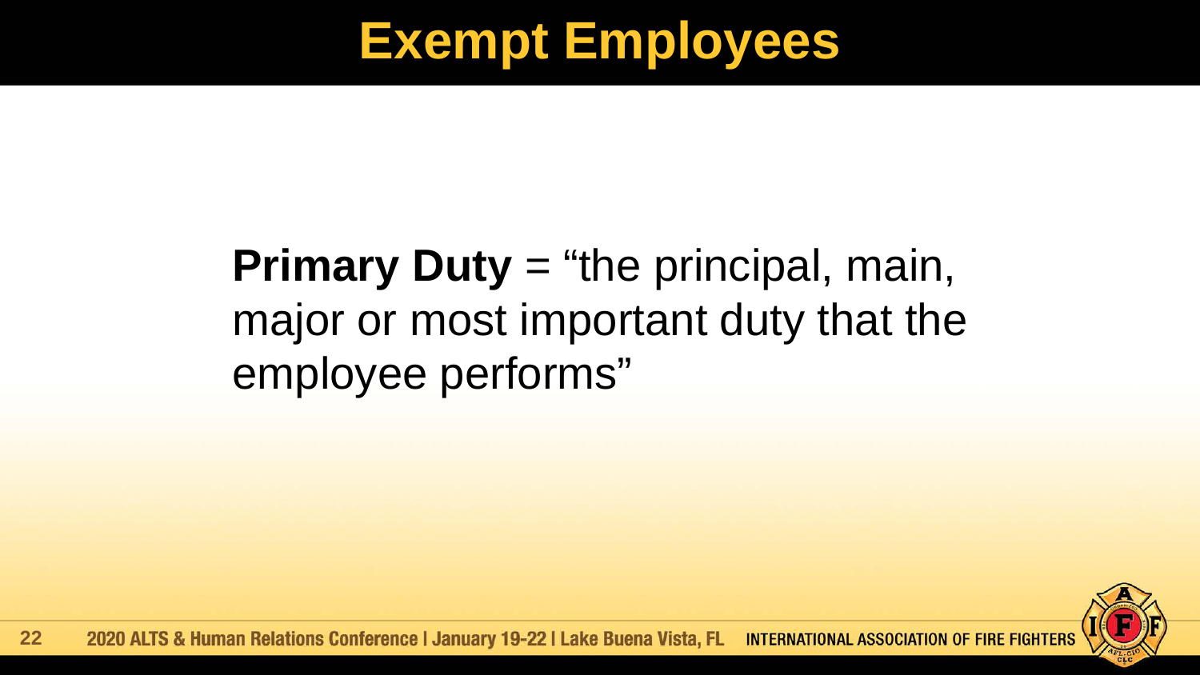# Exempt Employees

**Primary Duty** = “the principal, main, major or most important duty that the employee performs”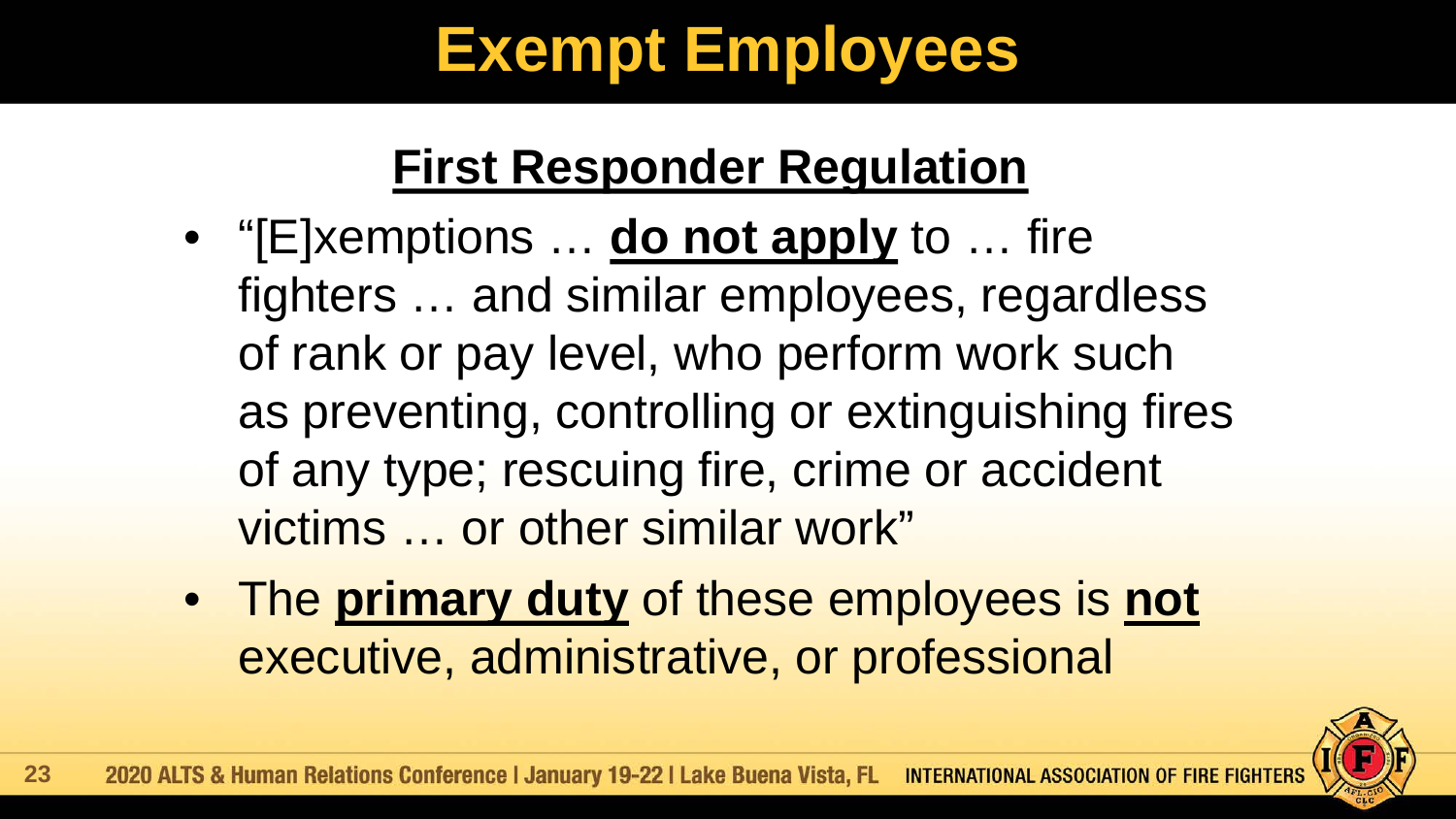# Exempt Employees

## First Responder Regulation

- "[E]xemptions … **do not apply** to … fire fighters … and similar employees, regardless of rank or pay level, who perform work such as preventing, controlling or extinguishing fires of any type; rescuing fire, crime or accident victims … or other similar work"
- The **primary duty** of these employees is **not** executive, administrative, or professional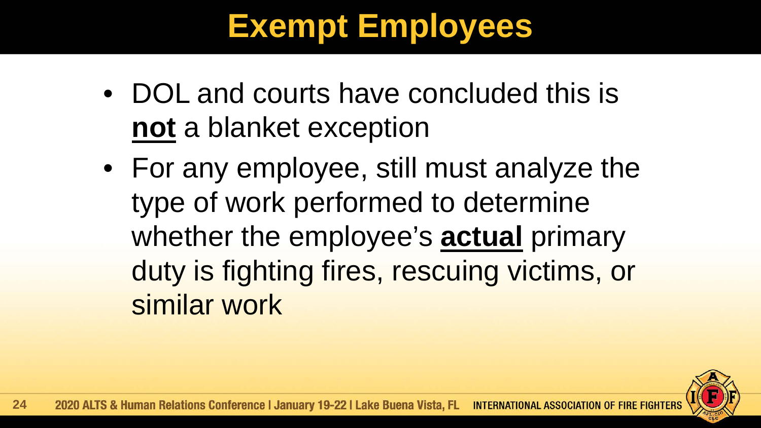# Exempt Employees

- DOL and courts have concluded this is **not** a blanket exception
- For any employee, still must analyze the type of work performed to determine whether the employee's **actual** primary duty is fighting fires, rescuing victims, or similar work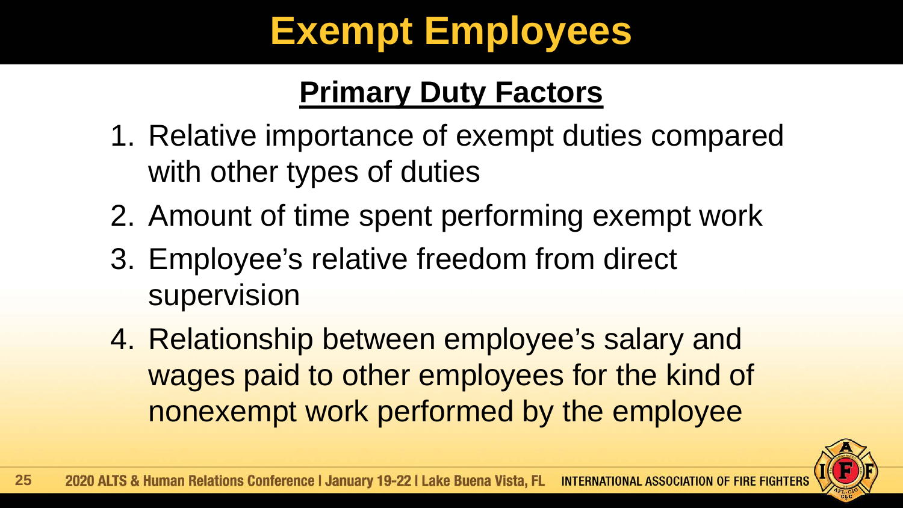# Exempt Employees

## Primary Duty Factors

1. Relative importance of exempt duties compared with other types of duties
2. Amount of time spent performing exempt work
3. Employee's relative freedom from direct supervision
4. Relationship between employee's salary and wages paid to other employees for the kind of nonexempt work performed by the employee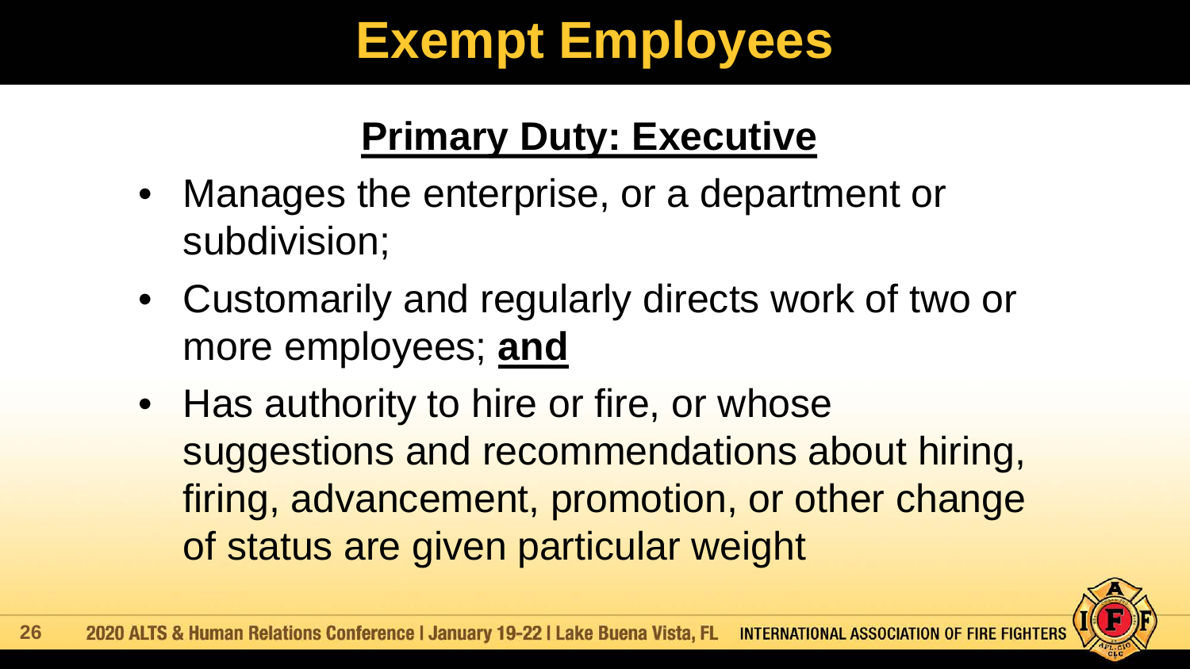# Exempt Employees

## Primary Duty: Executive

- Manages the enterprise, or a department or subdivision;
- Customarily and regularly directs work of two or more employees; **and**
- Has authority to hire or fire, or whose suggestions and recommendations about hiring, firing, advancement, promotion, or other change of status are given particular weight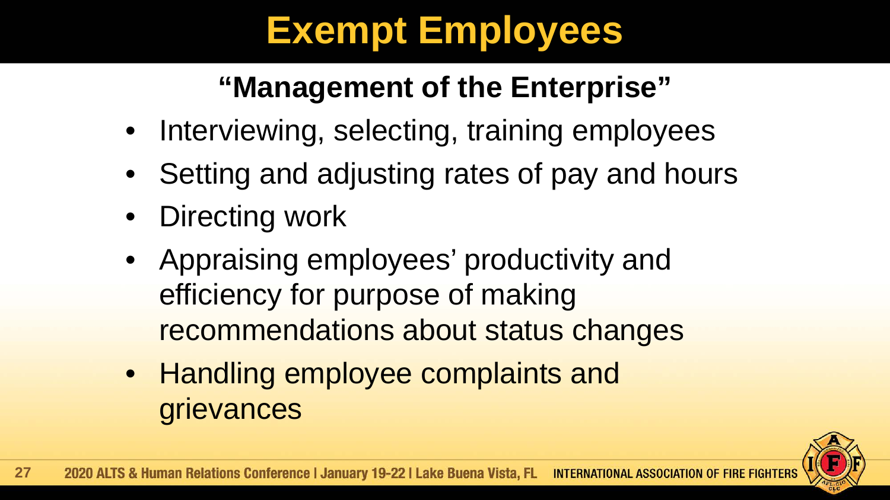# Exempt Employees

## "Management of the Enterprise"

- Interviewing, selecting, training employees
- Setting and adjusting rates of pay and hours
- Directing work
- Appraising employees' productivity and efficiency for purpose of making recommendations about status changes
- Handling employee complaints and grievances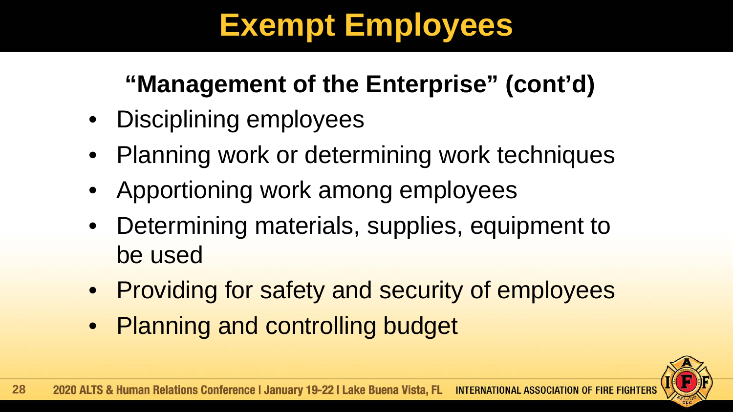# Exempt Employees

## "Management of the Enterprise" (cont'd)

- Disciplining employees
- Planning work or determining work techniques
- Apportioning work among employees
- Determining materials, supplies, equipment to be used
- Providing for safety and security of employees
- Planning and controlling budget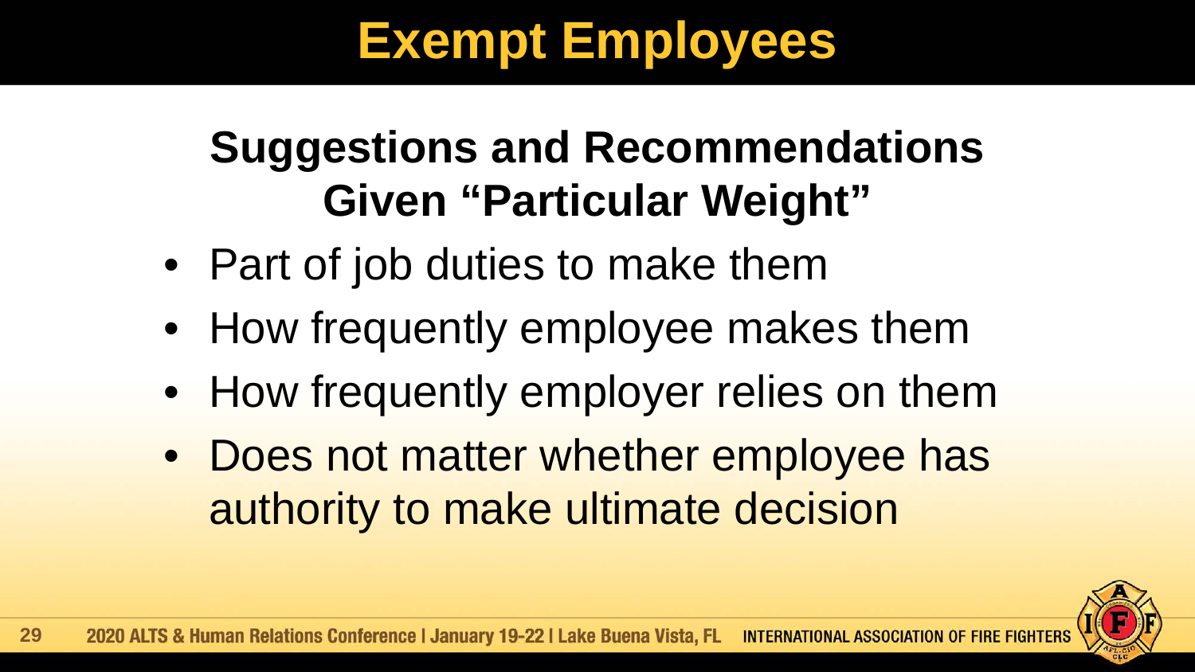# Exempt Employees

## Suggestions and Recommendations Given "Particular Weight"

- Part of job duties to make them
- How frequently employee makes them
- How frequently employer relies on them
- Does not matter whether employee has authority to make ultimate decision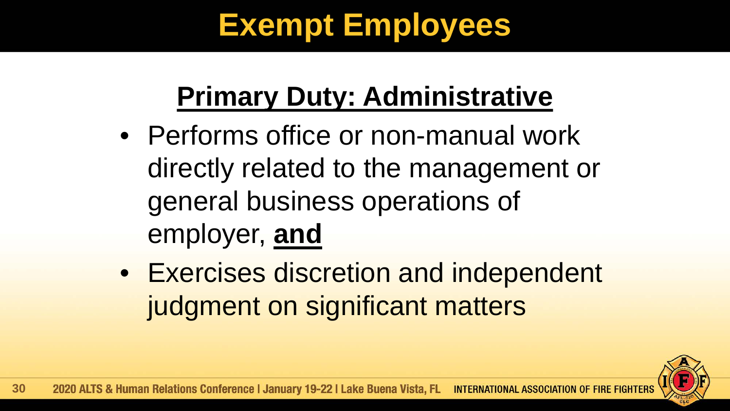# Exempt Employees

## Primary Duty: Administrative

- Performs office or non-manual work directly related to the management or general business operations of employer, **and**
- Exercises discretion and independent judgment on significant matters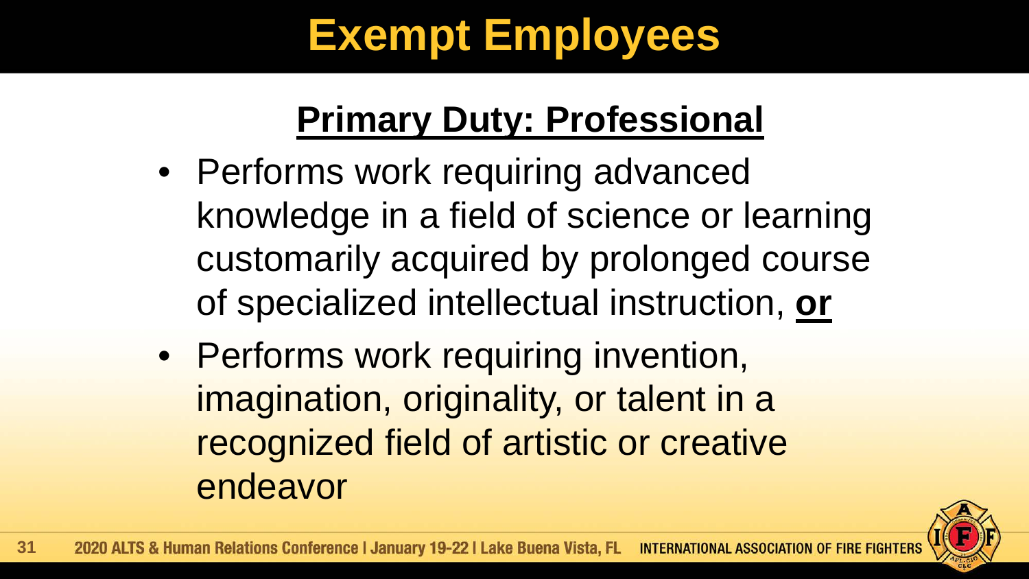# Exempt Employees

## Primary Duty: Professional

- Performs work requiring advanced knowledge in a field of science or learning customarily acquired by prolonged course of specialized intellectual instruction, **or**
- Performs work requiring invention, imagination, originality, or talent in a recognized field of artistic or creative endeavor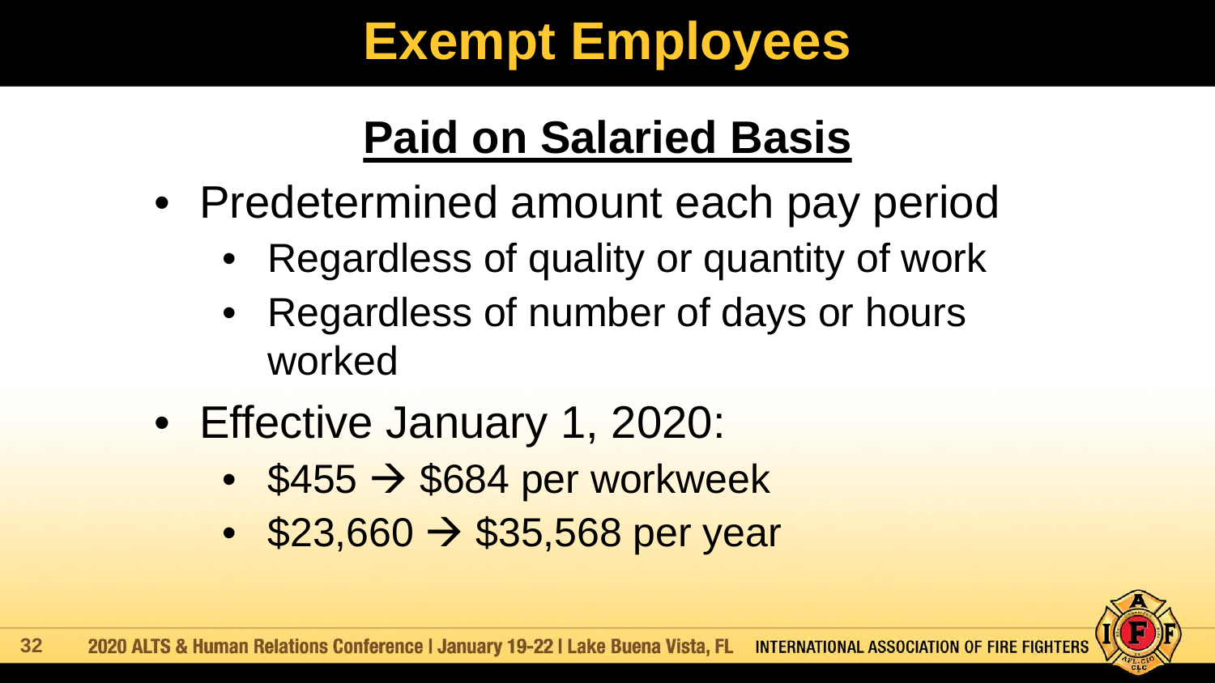# Exempt Employees

## Paid on Salaried Basis

- Predetermined amount each pay period
  - Regardless of quality or quantity of work
  - Regardless of number of days or hours worked
- Effective January 1, 2020:
  - $455 → $684 per workweek
  - $23,660 → $35,568 per year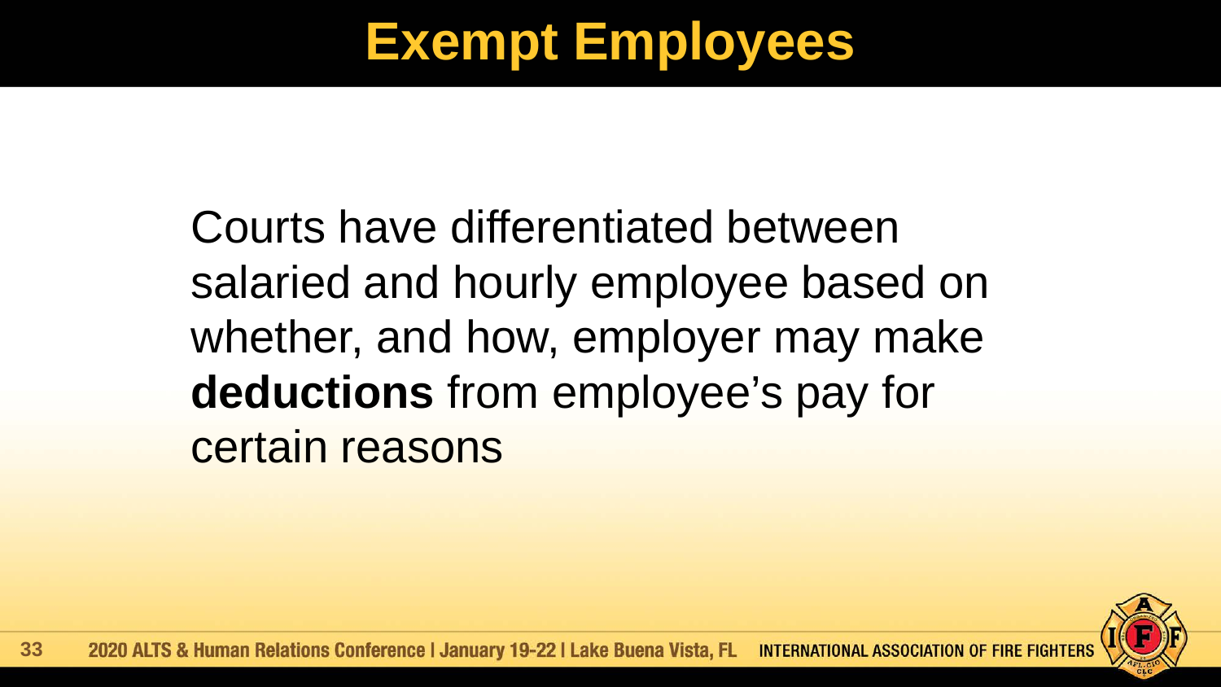# Exempt Employees

Courts have differentiated between salaried and hourly employee based on whether, and how, employer may make **deductions** from employee's pay for certain reasons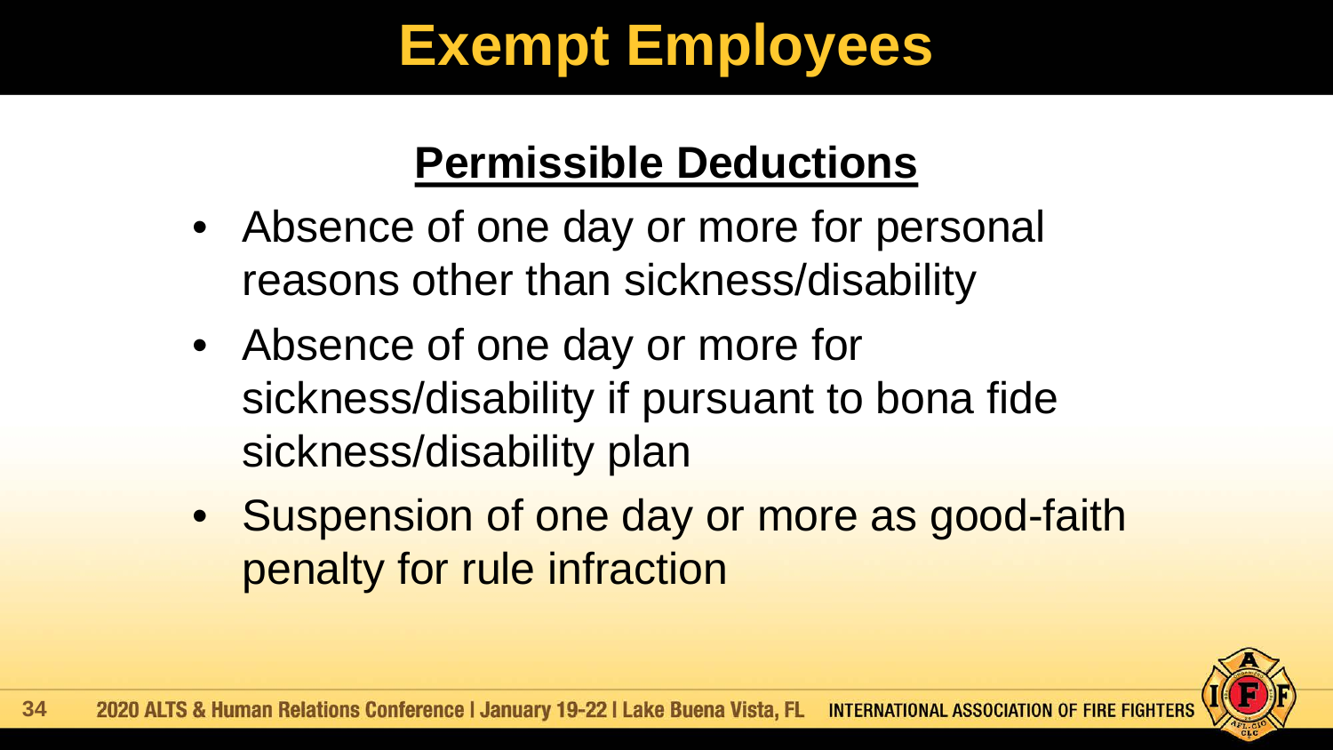# Exempt Employees

## Permissible Deductions

- Absence of one day or more for personal reasons other than sickness/disability
- Absence of one day or more for sickness/disability if pursuant to bona fide sickness/disability plan
- Suspension of one day or more as good-faith penalty for rule infraction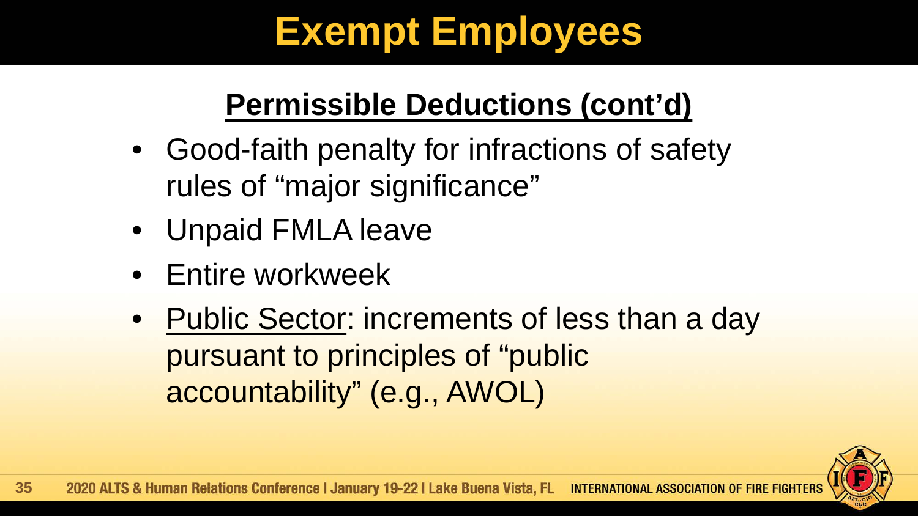# Exempt Employees

## Permissible Deductions (cont'd)

- Good-faith penalty for infractions of safety rules of "major significance"
- Unpaid FMLA leave
- Entire workweek
- Public Sector: increments of less than a day pursuant to principles of "public accountability" (e.g., AWOL)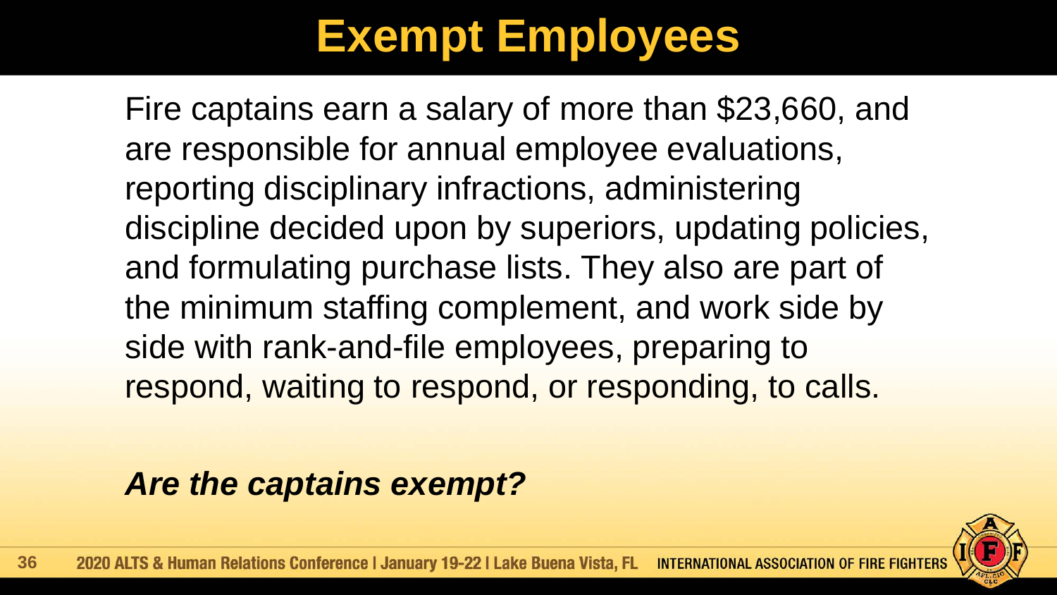# Exempt Employees

Fire captains earn a salary of more than $23,660, and are responsible for annual employee evaluations, reporting disciplinary infractions, administering discipline decided upon by superiors, updating policies, and formulating purchase lists. They also are part of the minimum staffing complement, and work side by side with rank-and-file employees, preparing to respond, waiting to respond, or responding, to calls.

***Are the captains exempt?***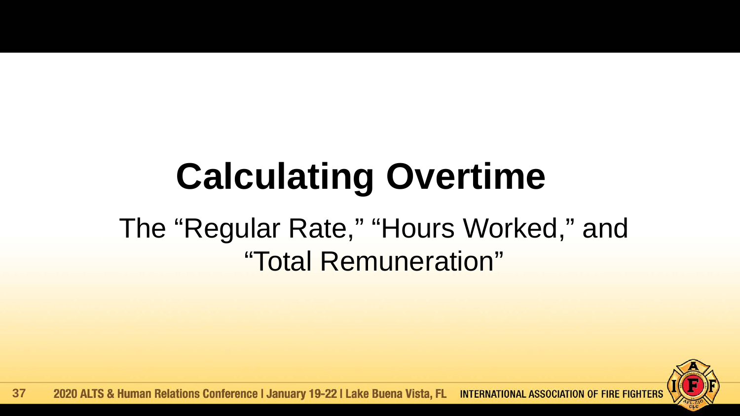# Calculating Overtime

## The “Regular Rate,” “Hours Worked,” and “Total Remuneration”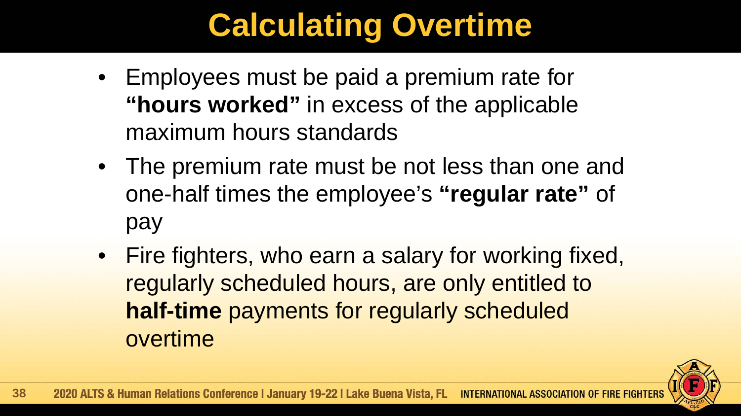# Calculating Overtime

- Employees must be paid a premium rate for **"hours worked"** in excess of the applicable maximum hours standards
- The premium rate must be not less than one and one-half times the employee's **"regular rate"** of pay
- Fire fighters, who earn a salary for working fixed, regularly scheduled hours, are only entitled to **half-time** payments for regularly scheduled overtime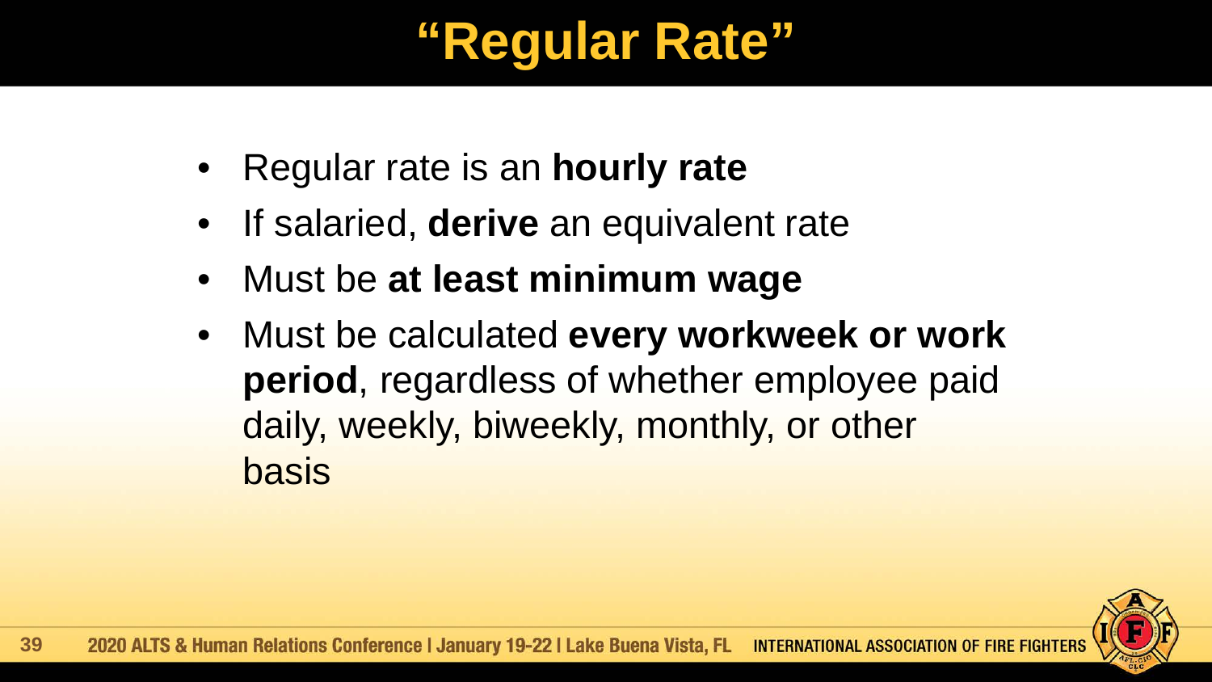# “Regular Rate”

- Regular rate is an **hourly rate**
- If salaried, **derive** an equivalent rate
- Must be **at least minimum wage**
- Must be calculated **every workweek or work period**, regardless of whether employee paid daily, weekly, biweekly, monthly, or other basis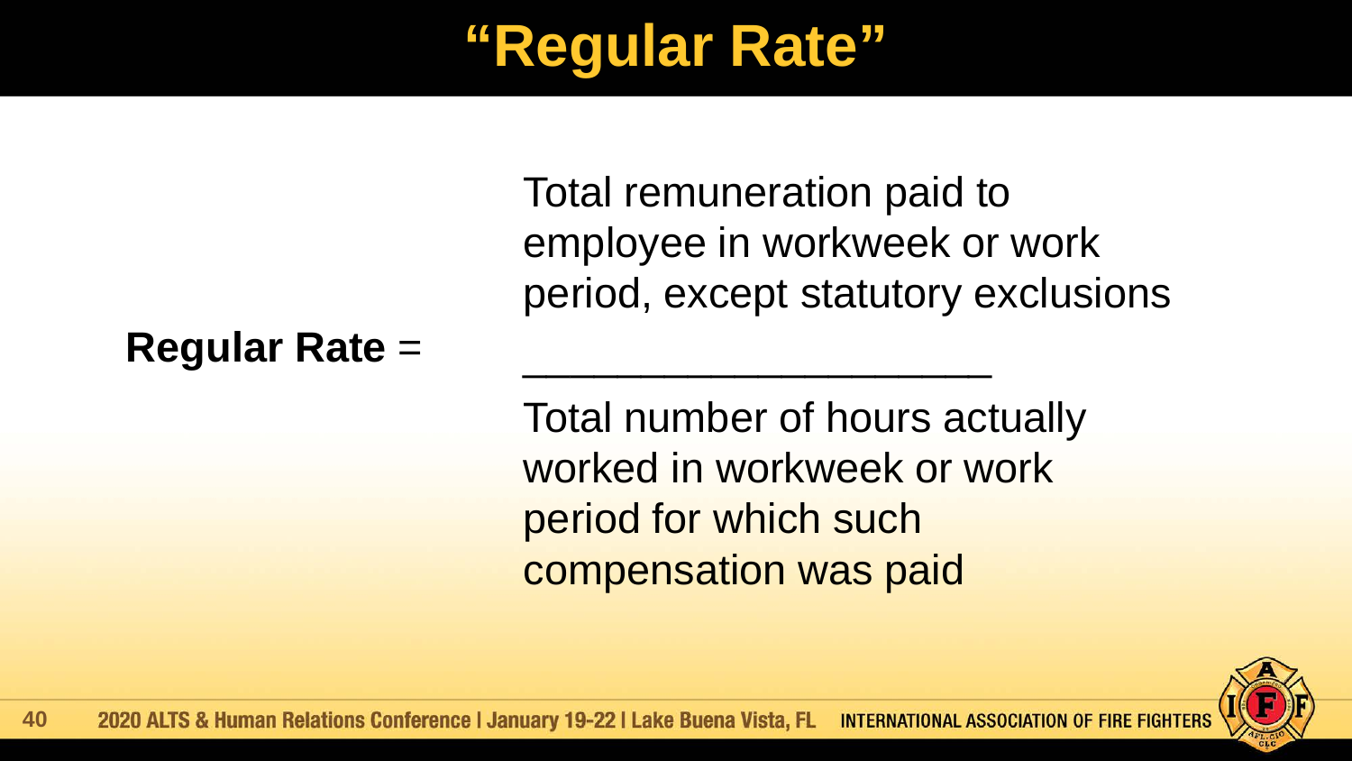# "Regular Rate"

$$\textbf{Regular Rate} = \frac{\text{Total remuneration paid to employee in workweek or work period, except statutory exclusions}}{\text{Total number of hours actually worked in workweek or work period for which such compensation was paid}}$$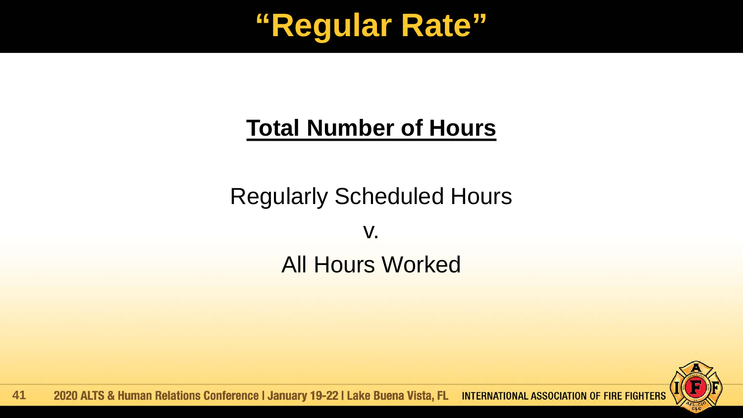# "Regular Rate"

**Total Number of Hours**

Regularly Scheduled Hours

v.

All Hours Worked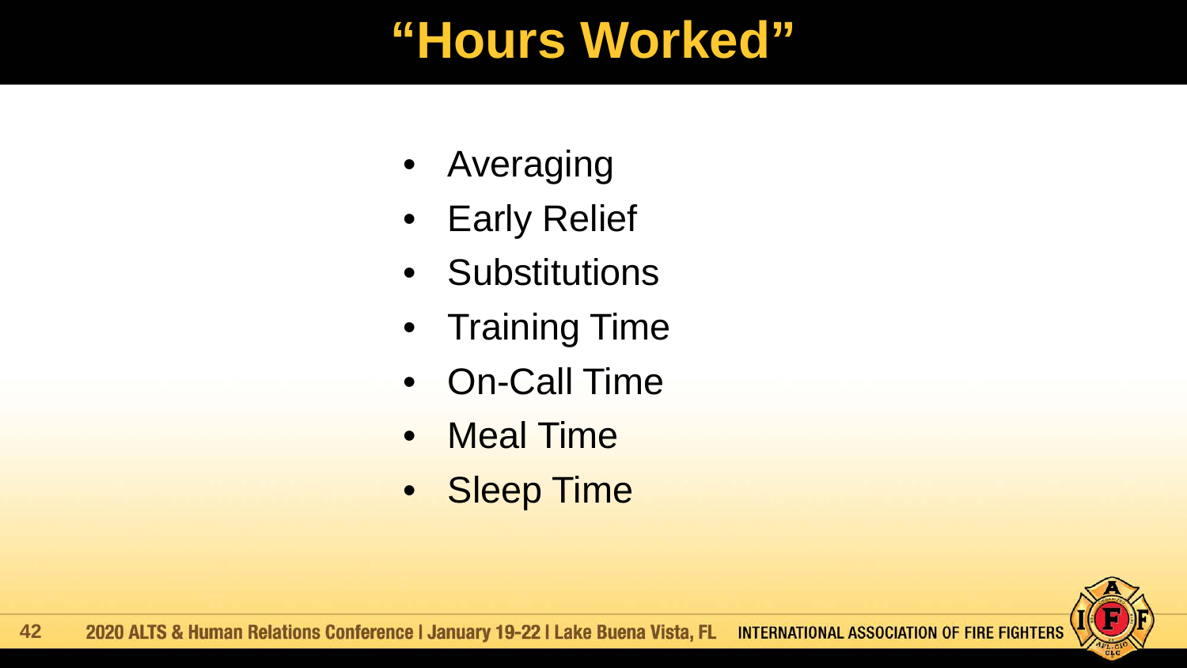# “Hours Worked”

- Averaging
- Early Relief
- Substitutions
- Training Time
- On-Call Time
- Meal Time
- Sleep Time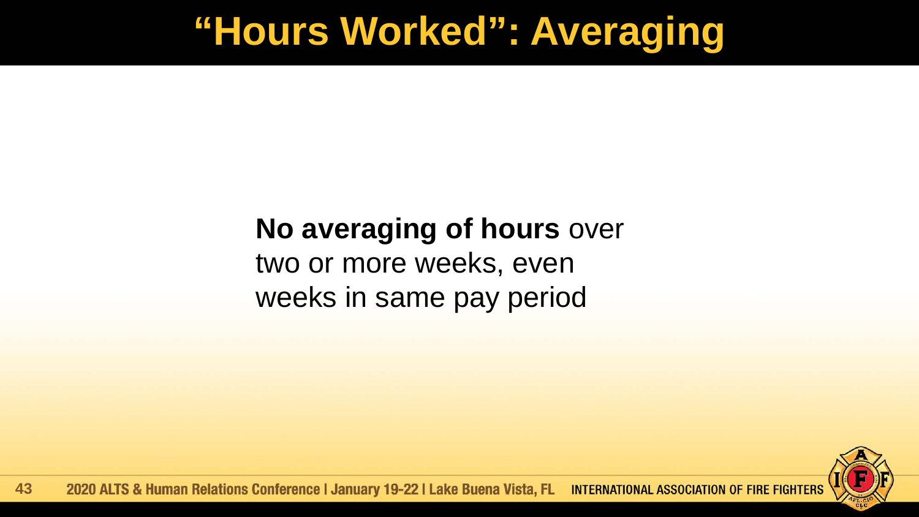# "Hours Worked": Averaging

**No averaging of hours** over two or more weeks, even weeks in same pay period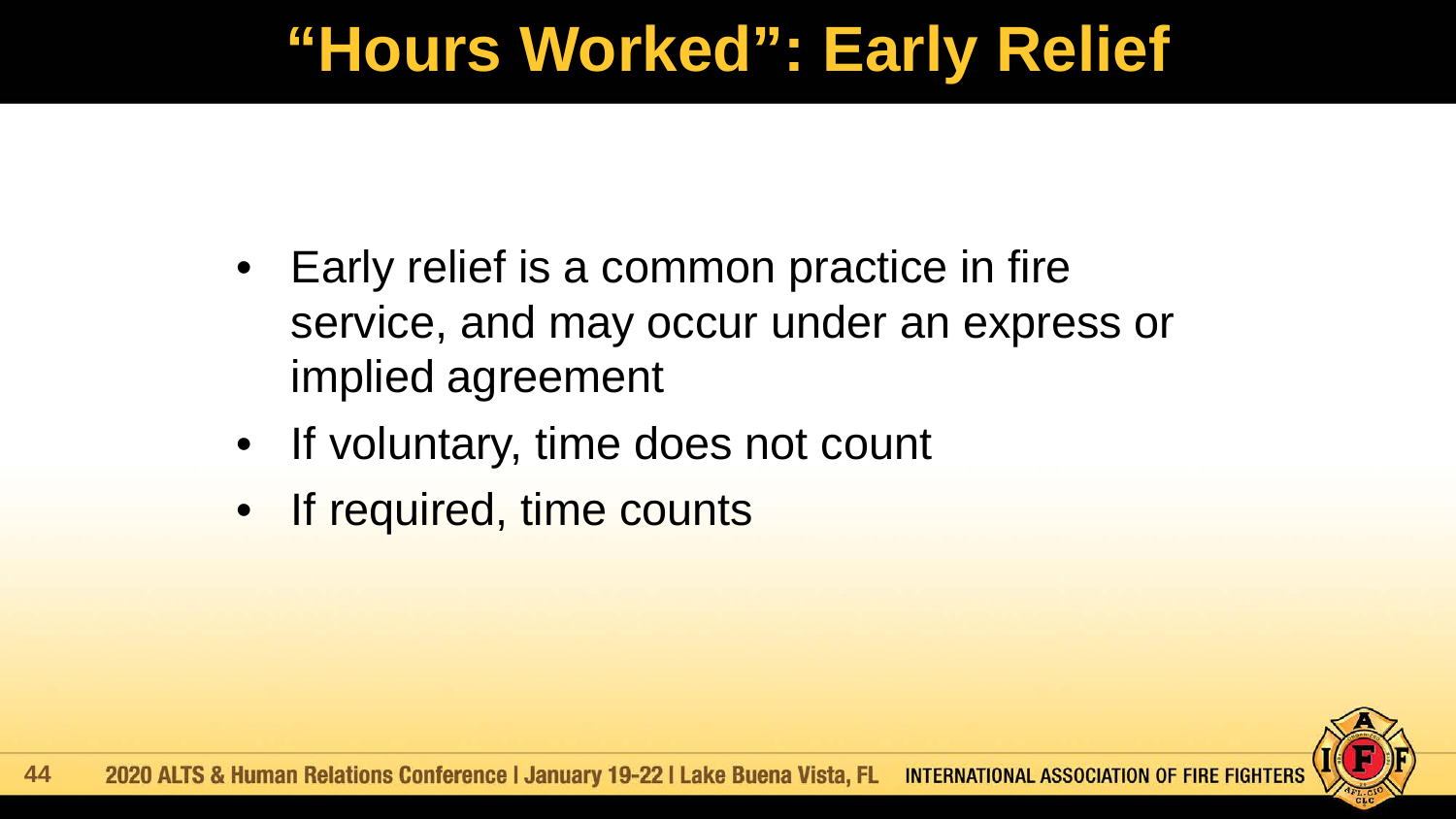# "Hours Worked": Early Relief

- Early relief is a common practice in fire service, and may occur under an express or implied agreement
- If voluntary, time does not count
- If required, time counts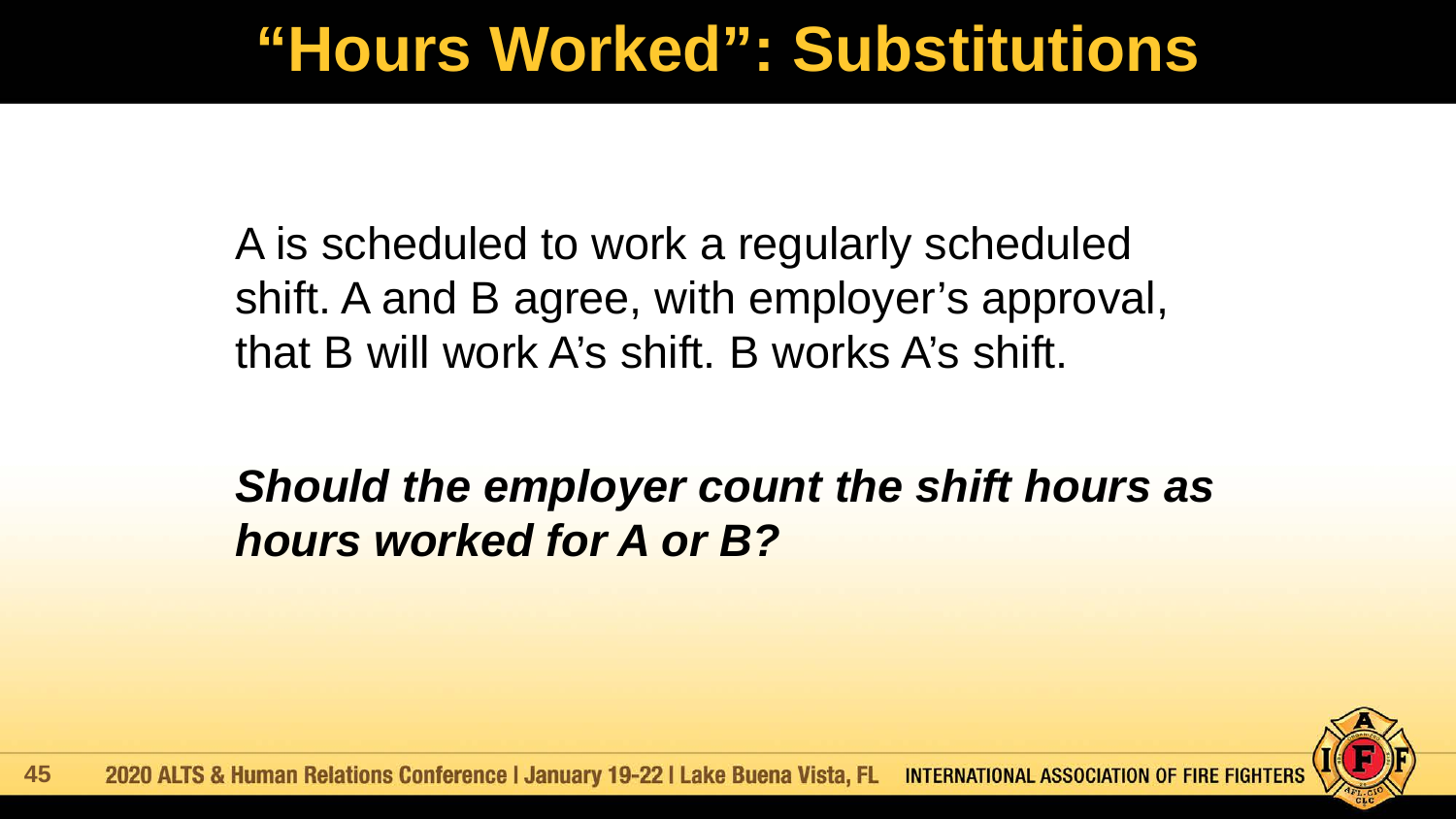# “Hours Worked”: Substitutions

A is scheduled to work a regularly scheduled shift. A and B agree, with employer’s approval, that B will work A’s shift. B works A’s shift.

***Should the employer count the shift hours as hours worked for A or B?***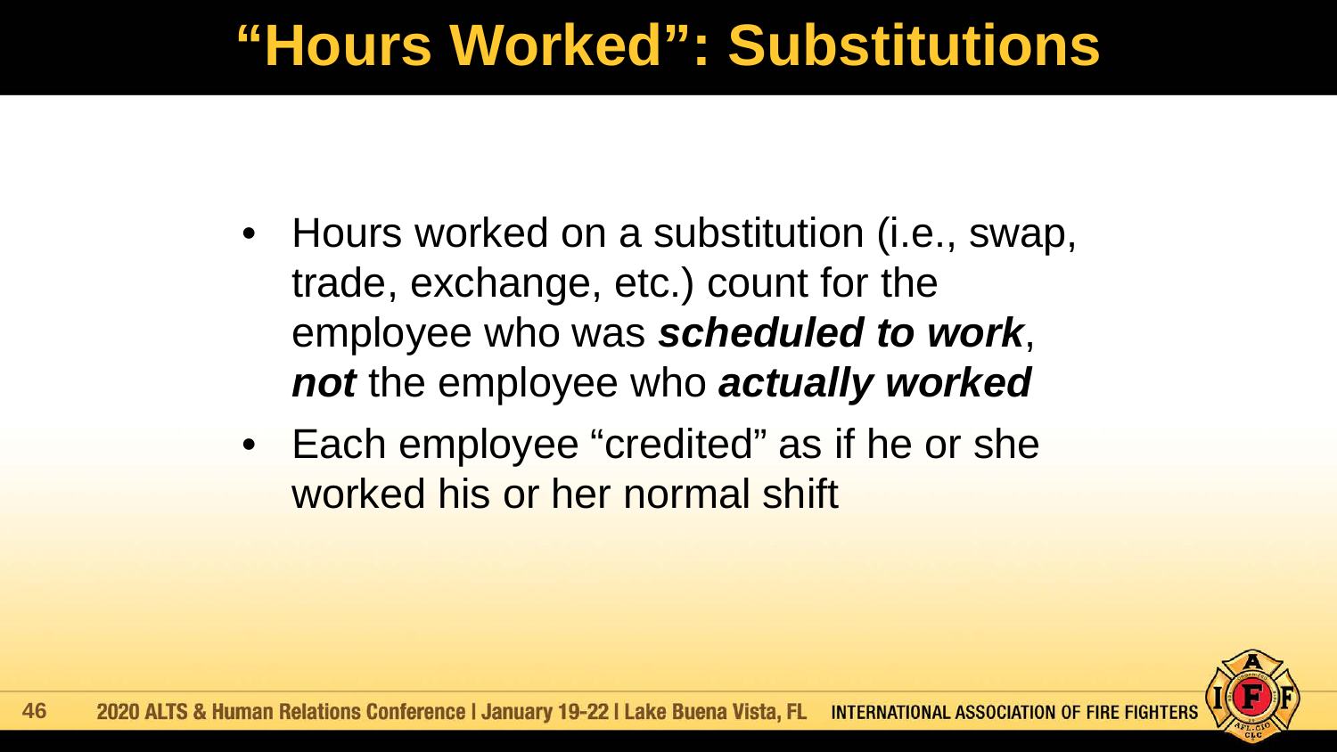# "Hours Worked": Substitutions

- Hours worked on a substitution (i.e., swap, trade, exchange, etc.) count for the employee who was ***scheduled to work***, ***not*** the employee who ***actually worked***
- Each employee "credited" as if he or she worked his or her normal shift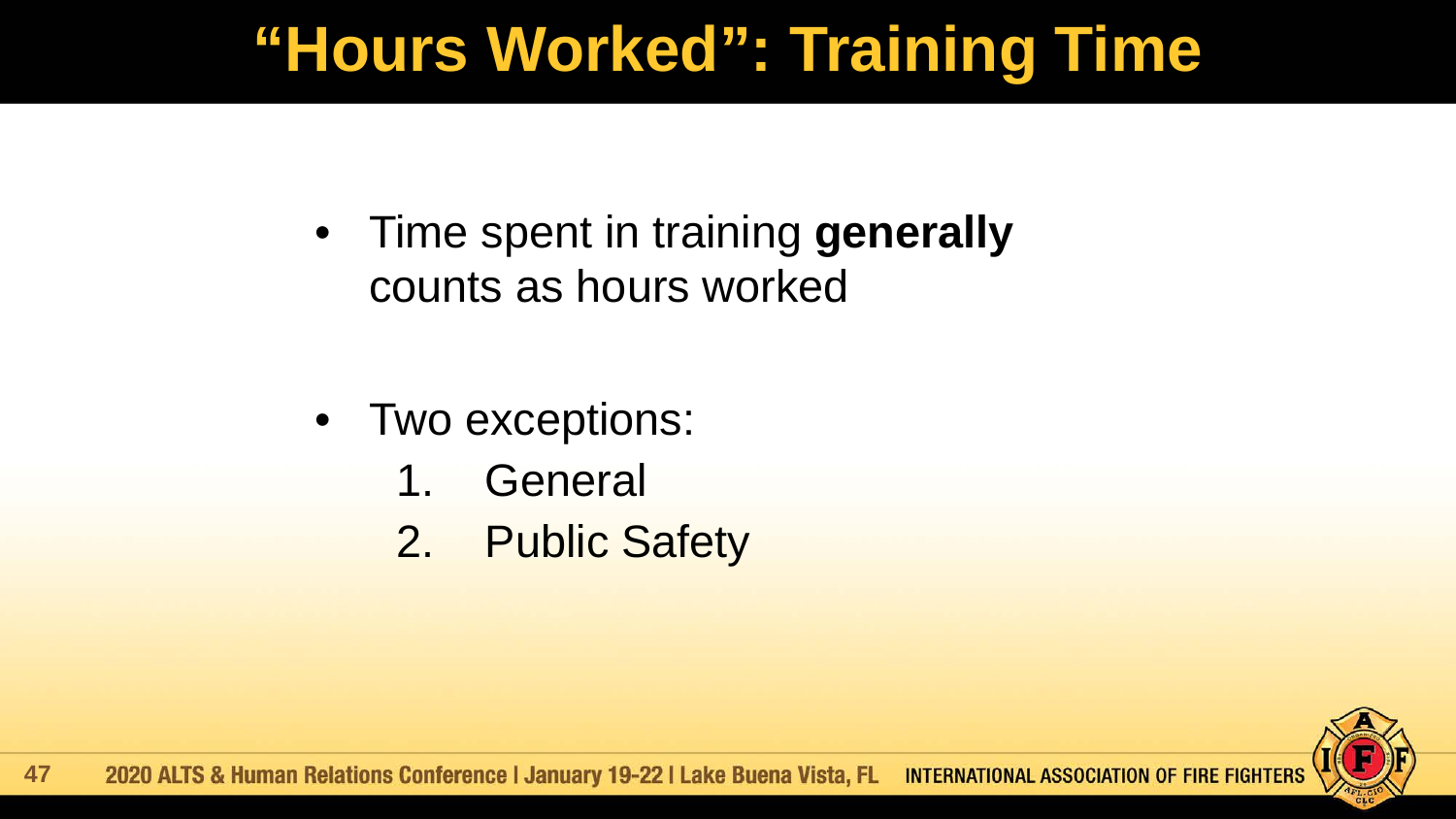# “Hours Worked”: Training Time

- Time spent in training **generally** counts as hours worked

- Two exceptions:
  1. General
  2. Public Safety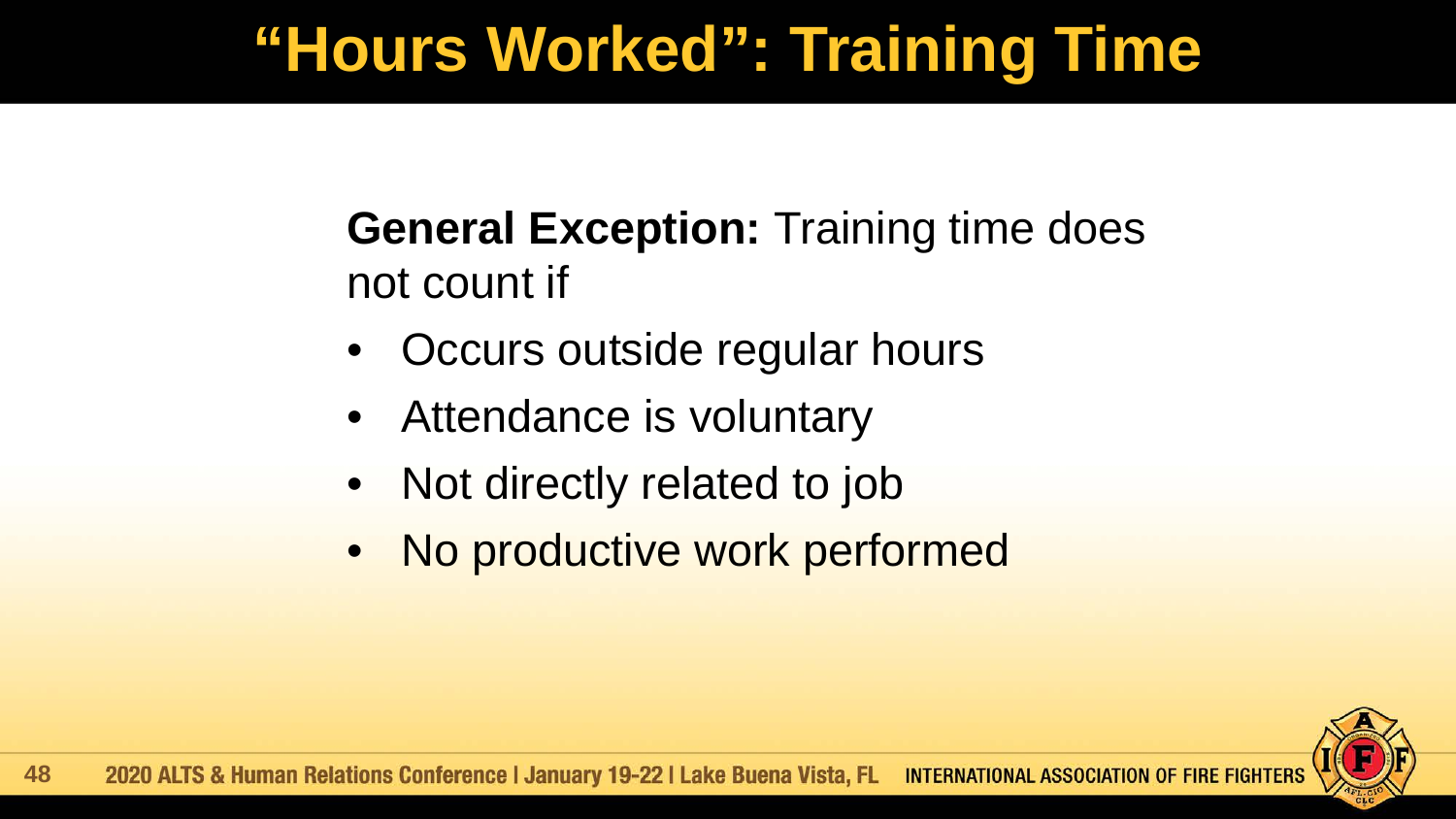# "Hours Worked": Training Time

**General Exception:** Training time does not count if

- Occurs outside regular hours
- Attendance is voluntary
- Not directly related to job
- No productive work performed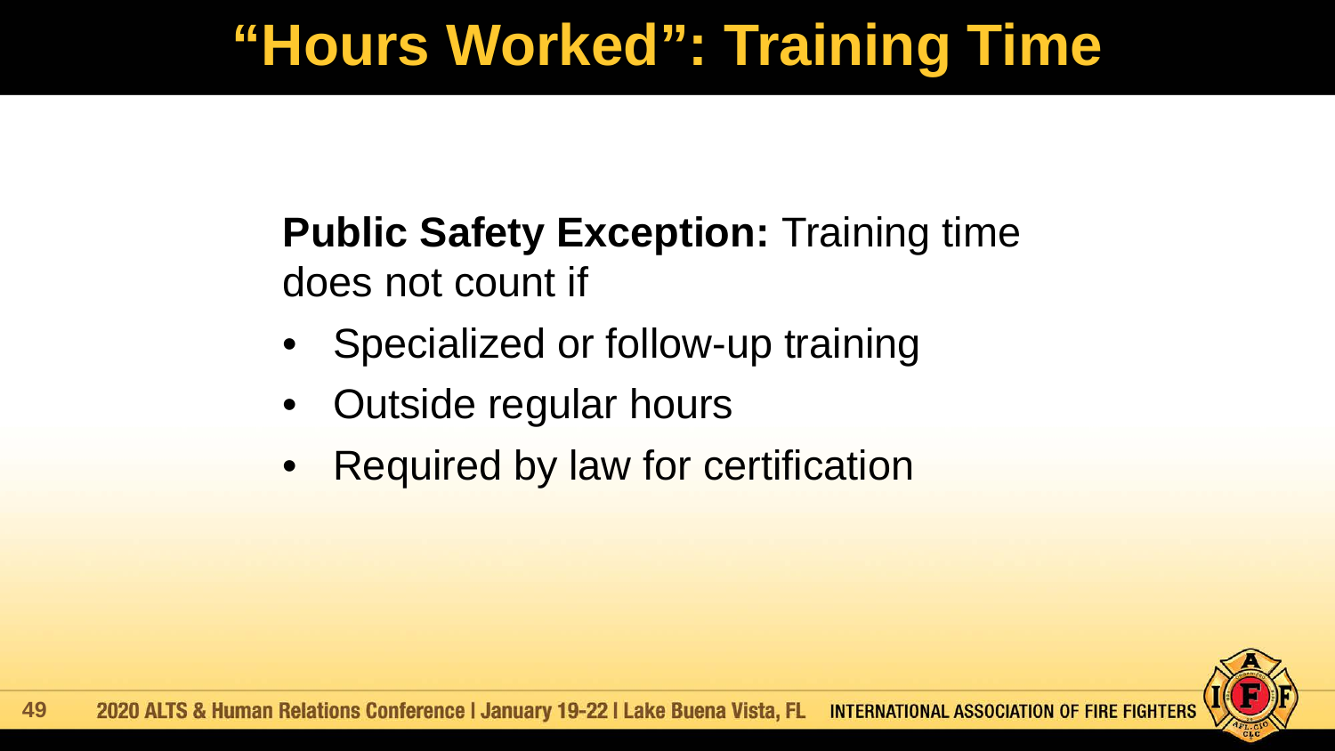# "Hours Worked": Training Time

**Public Safety Exception:** Training time does not count if

- Specialized or follow-up training
- Outside regular hours
- Required by law for certification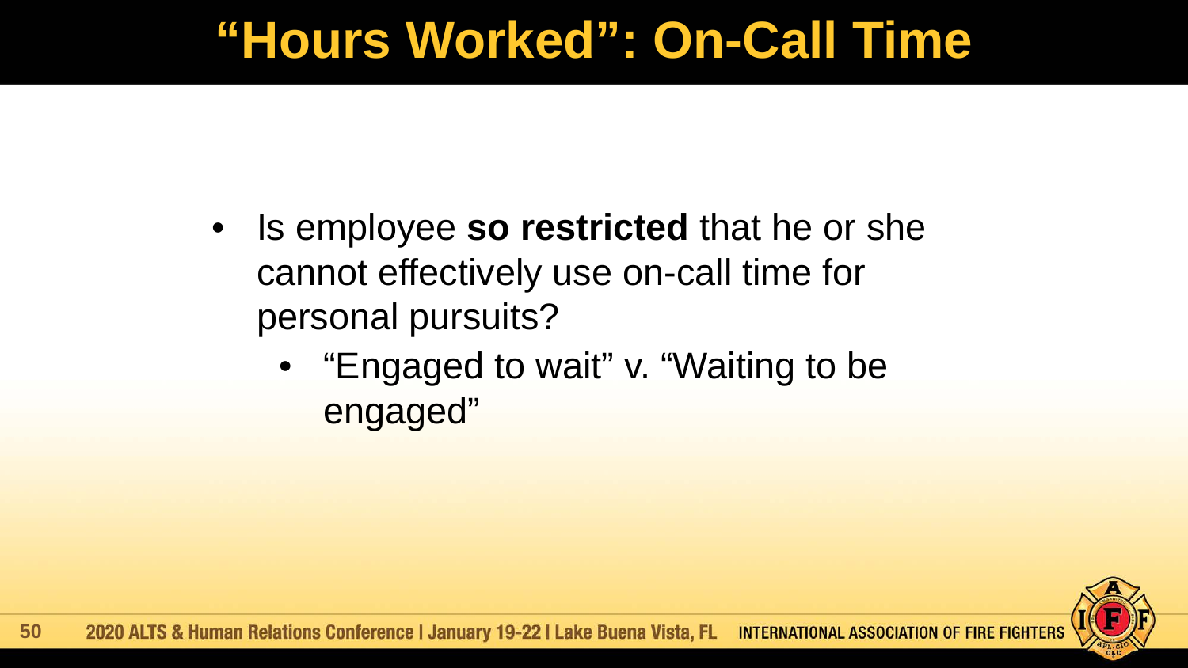# "Hours Worked": On-Call Time

- Is employee **so restricted** that he or she cannot effectively use on-call time for personal pursuits?
  - "Engaged to wait" v. "Waiting to be engaged"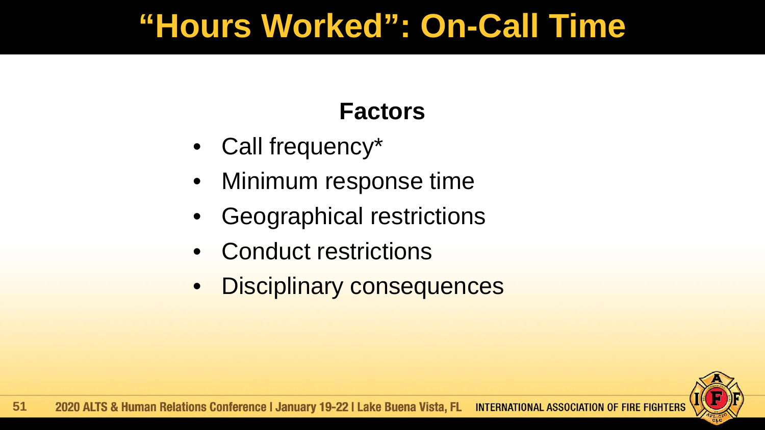# "Hours Worked": On-Call Time

## Factors

- Call frequency*
- Minimum response time
- Geographical restrictions
- Conduct restrictions
- Disciplinary consequences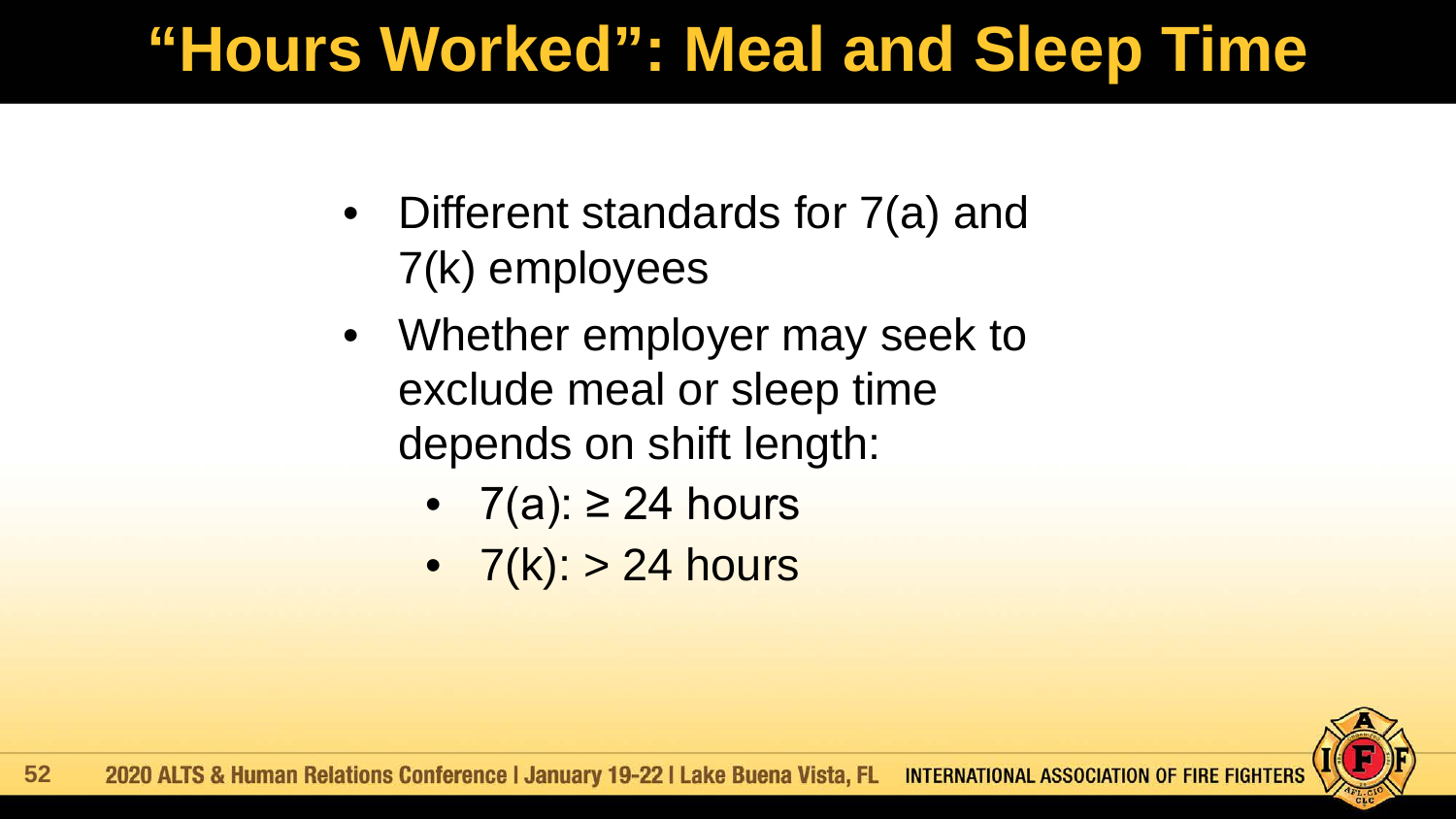# "Hours Worked": Meal and Sleep Time

- Different standards for 7(a) and 7(k) employees
- Whether employer may seek to exclude meal or sleep time depends on shift length:
  - 7(a): ≥ 24 hours
  - 7(k): > 24 hours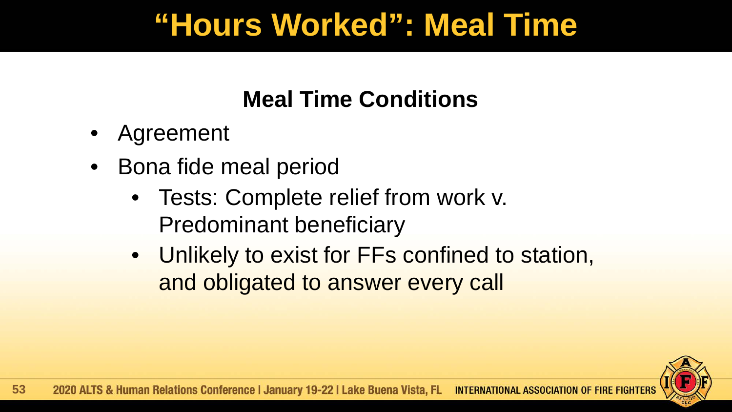# "Hours Worked": Meal Time

## Meal Time Conditions

- Agreement
- Bona fide meal period
  - Tests: Complete relief from work v. Predominant beneficiary
  - Unlikely to exist for FFs confined to station, and obligated to answer every call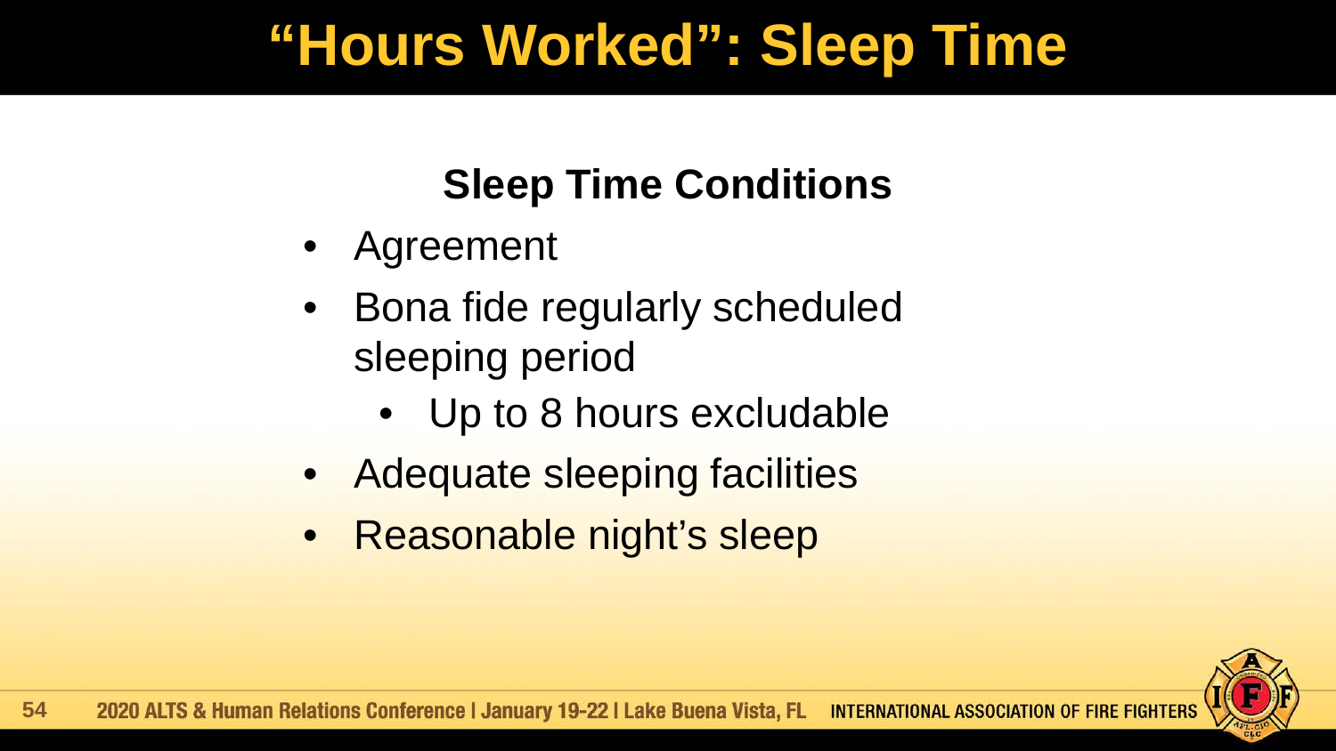# “Hours Worked”: Sleep Time

## Sleep Time Conditions

- Agreement
- Bona fide regularly scheduled sleeping period
  - Up to 8 hours excludable
- Adequate sleeping facilities
- Reasonable night’s sleep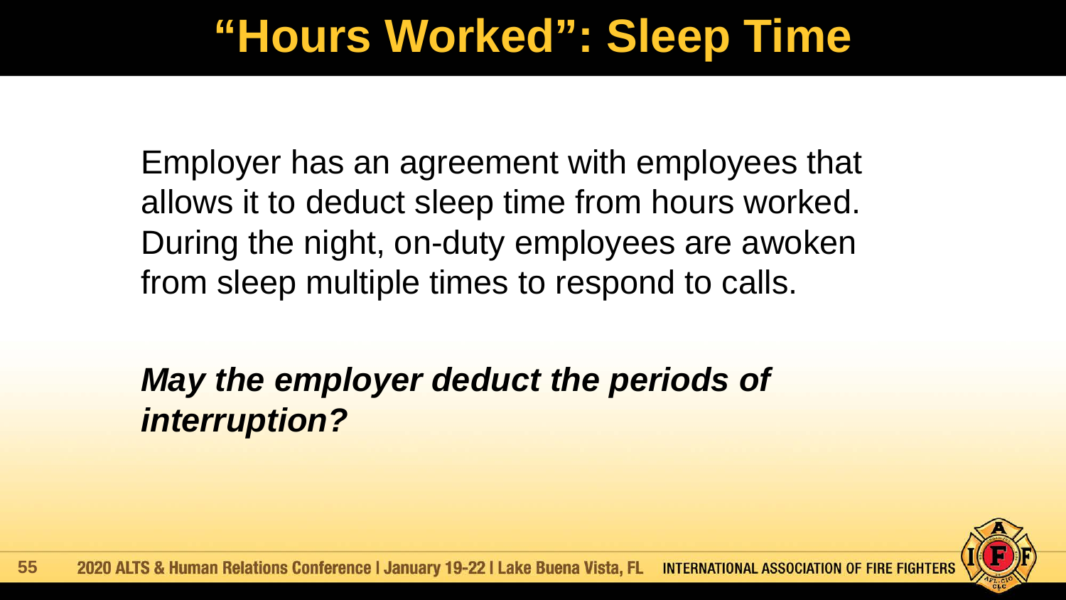# “Hours Worked”: Sleep Time

Employer has an agreement with employees that allows it to deduct sleep time from hours worked. During the night, on-duty employees are awoken from sleep multiple times to respond to calls.

***May the employer deduct the periods of interruption?***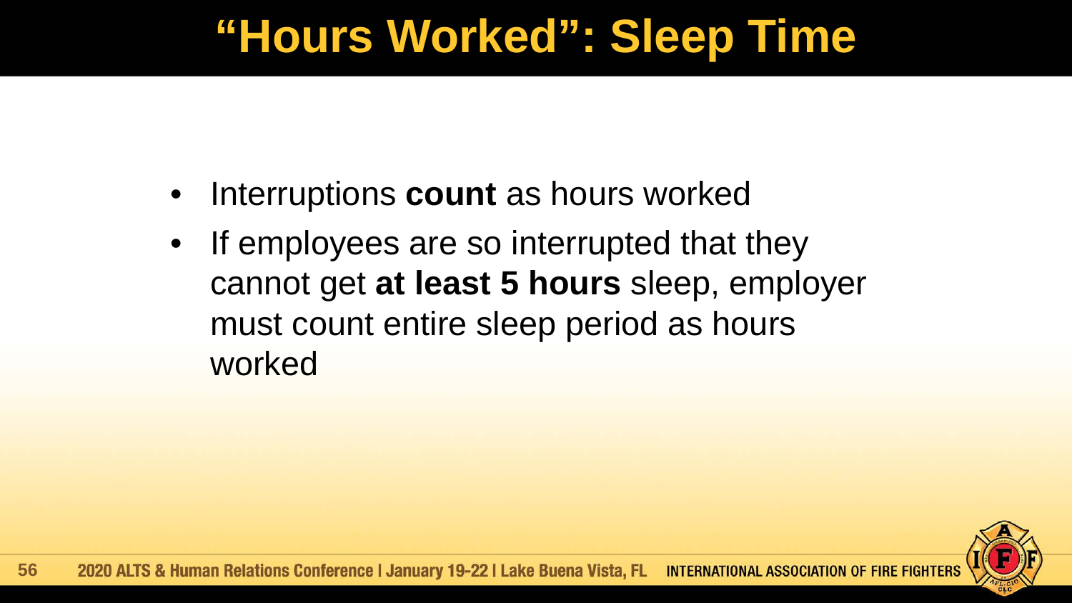# "Hours Worked": Sleep Time

- Interruptions **count** as hours worked
- If employees are so interrupted that they cannot get **at least 5 hours** sleep, employer must count entire sleep period as hours worked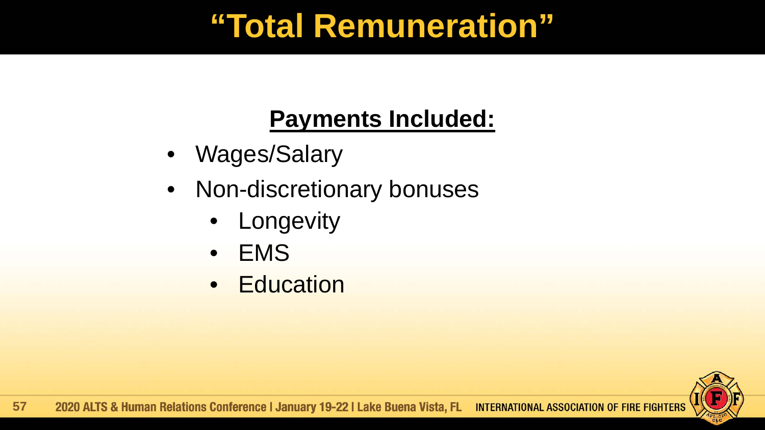# "Total Remuneration"

## Payments Included:

- Wages/Salary
- Non-discretionary bonuses
  - Longevity
  - EMS
  - Education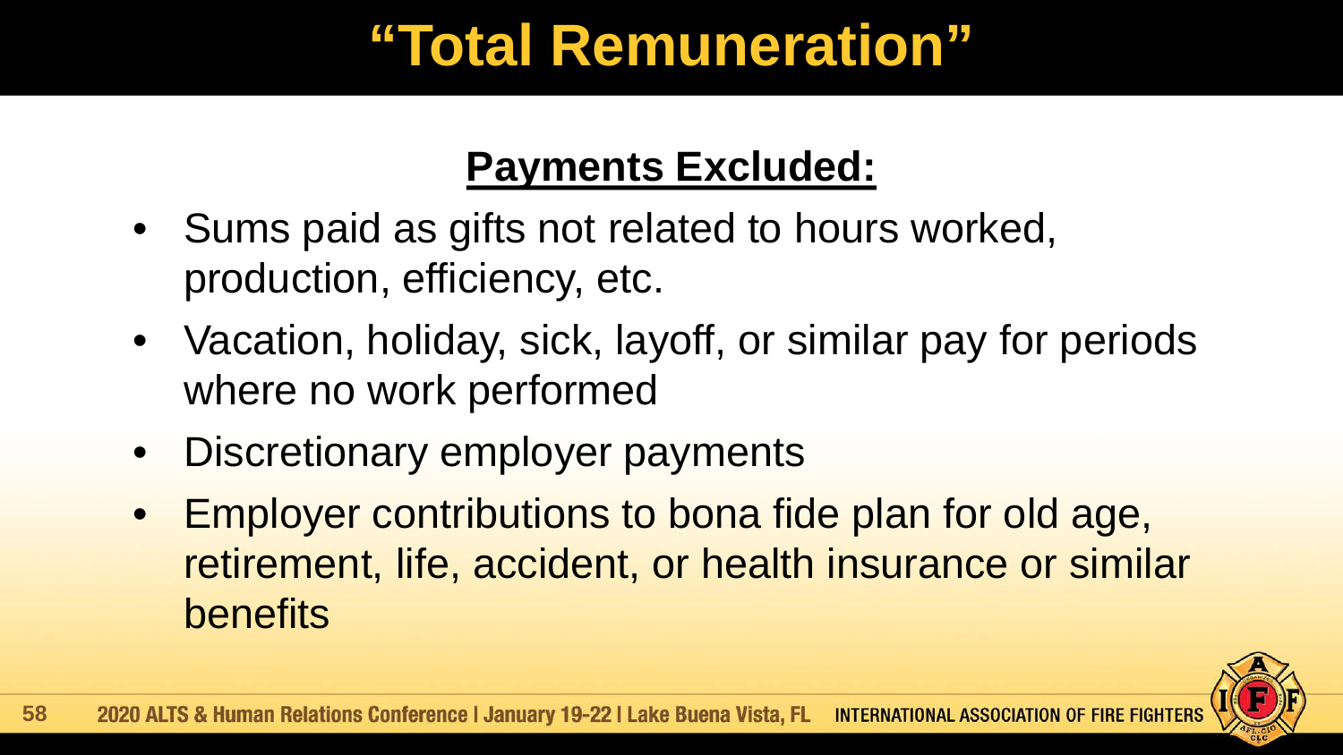# "Total Remuneration"

## Payments Excluded:

- Sums paid as gifts not related to hours worked, production, efficiency, etc.
- Vacation, holiday, sick, layoff, or similar pay for periods where no work performed
- Discretionary employer payments
- Employer contributions to bona fide plan for old age, retirement, life, accident, or health insurance or similar benefits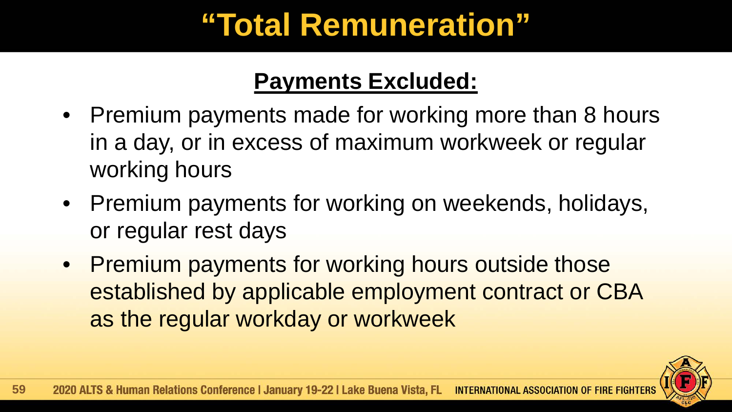# "Total Remuneration"

## Payments Excluded:

- Premium payments made for working more than 8 hours in a day, or in excess of maximum workweek or regular working hours
- Premium payments for working on weekends, holidays, or regular rest days
- Premium payments for working hours outside those established by applicable employment contract or CBA as the regular workday or workweek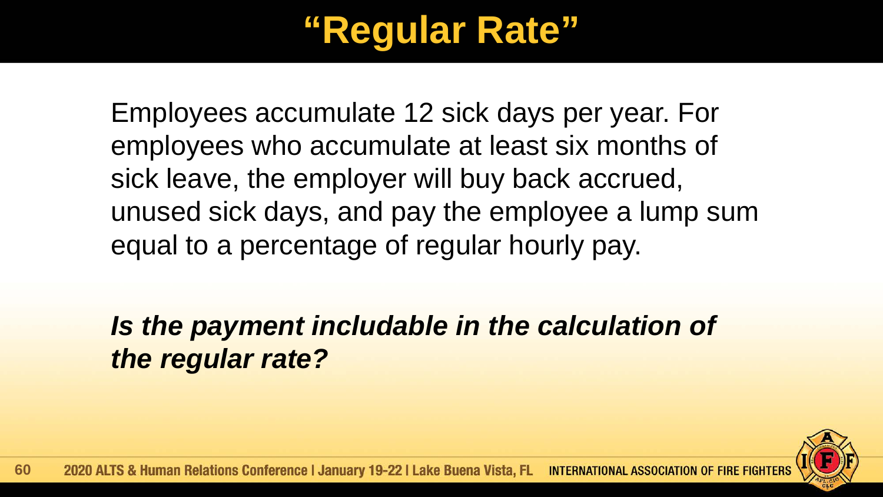# “Regular Rate”

Employees accumulate 12 sick days per year. For employees who accumulate at least six months of sick leave, the employer will buy back accrued, unused sick days, and pay the employee a lump sum equal to a percentage of regular hourly pay.

***Is the payment includable in the calculation of the regular rate?***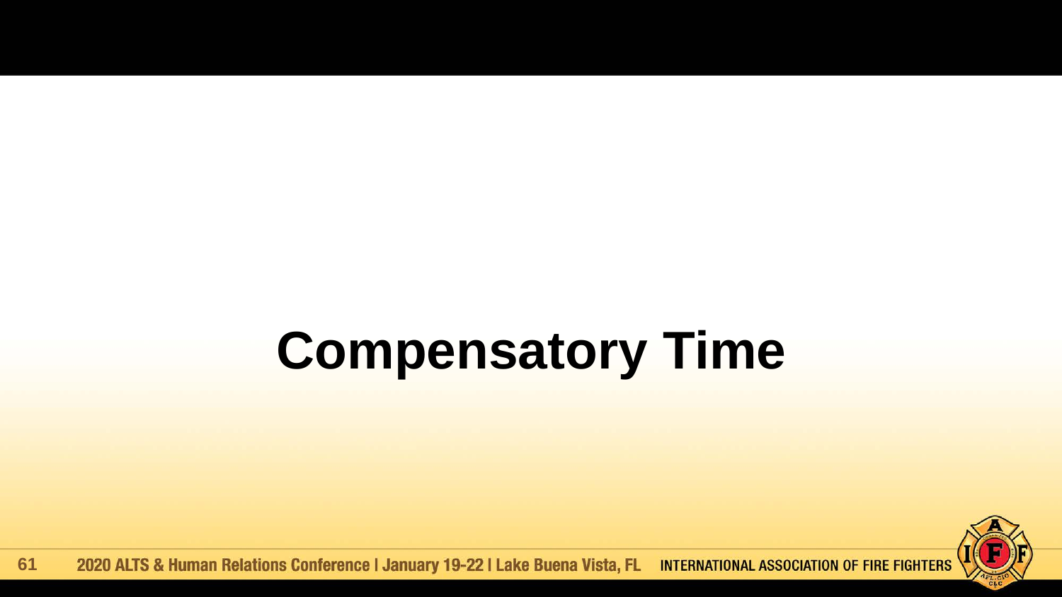# Compensatory Time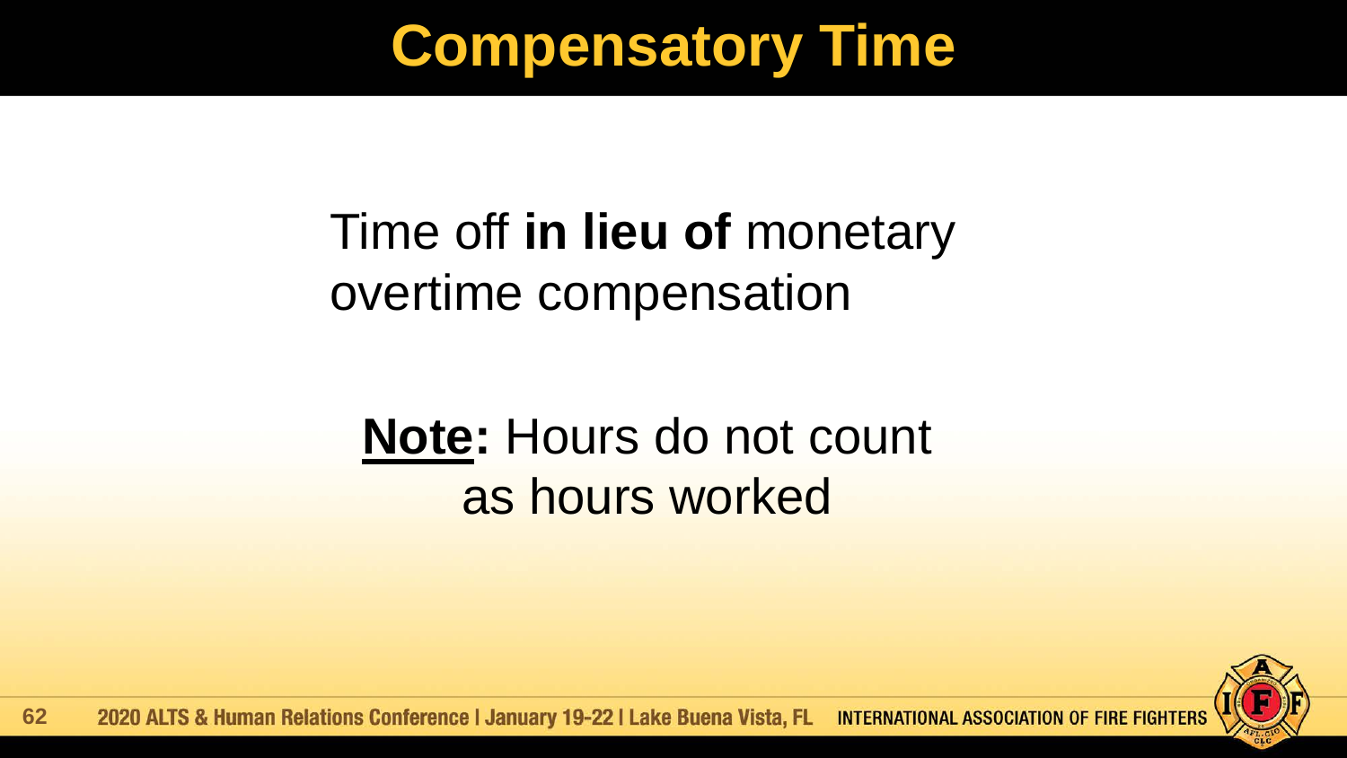# Compensatory Time

Time off **in lieu of** monetary overtime compensation

**<u>Note</u>:** Hours do not count as hours worked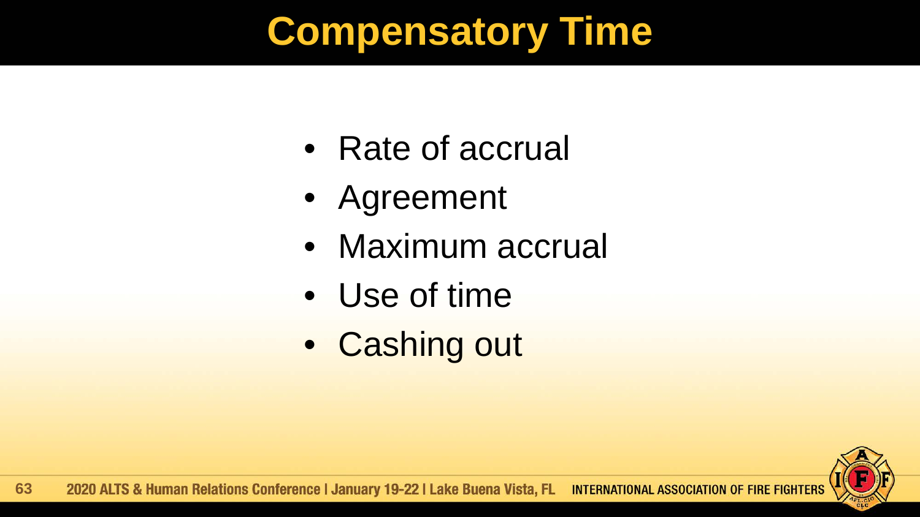# Compensatory Time

- Rate of accrual
- Agreement
- Maximum accrual
- Use of time
- Cashing out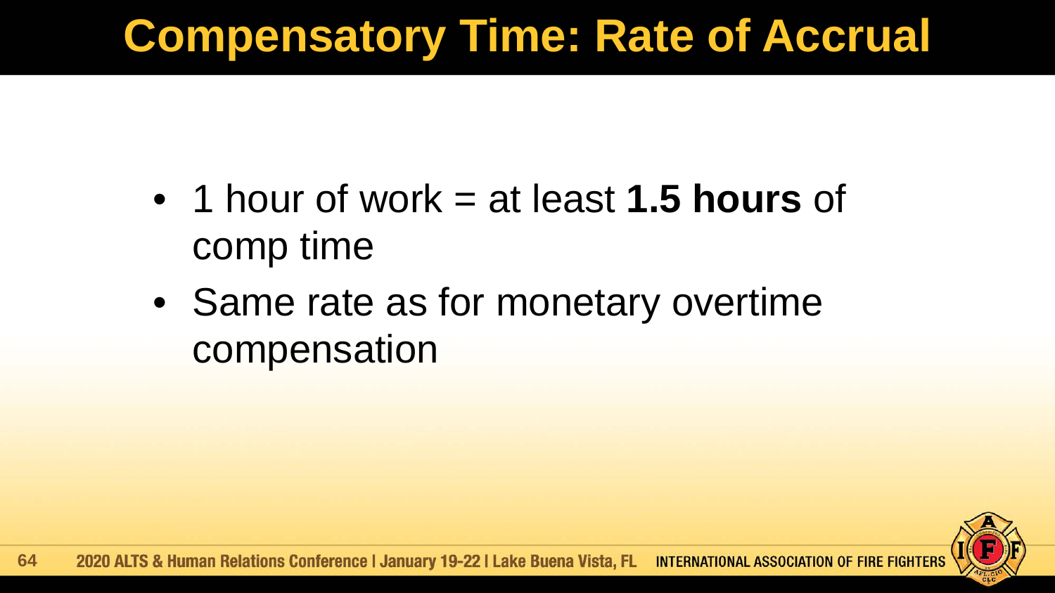# Compensatory Time: Rate of Accrual

- 1 hour of work = at least **1.5 hours** of comp time
- Same rate as for monetary overtime compensation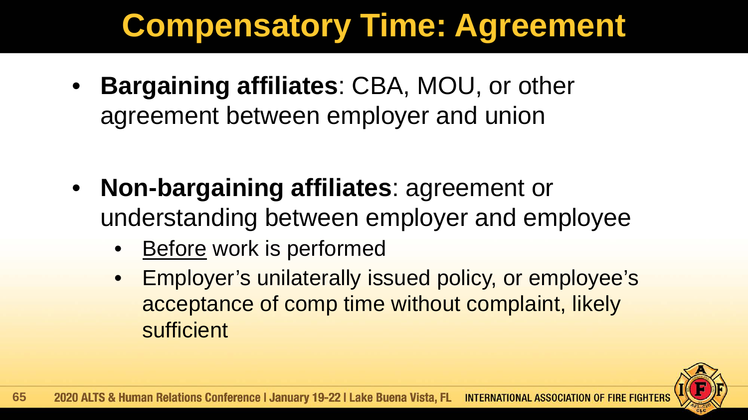# Compensatory Time: Agreement

- **Bargaining affiliates**: CBA, MOU, or other agreement between employer and union
- **Non-bargaining affiliates**: agreement or understanding between employer and employee
  - <u>Before</u> work is performed
  - Employer's unilaterally issued policy, or employee's acceptance of comp time without complaint, likely sufficient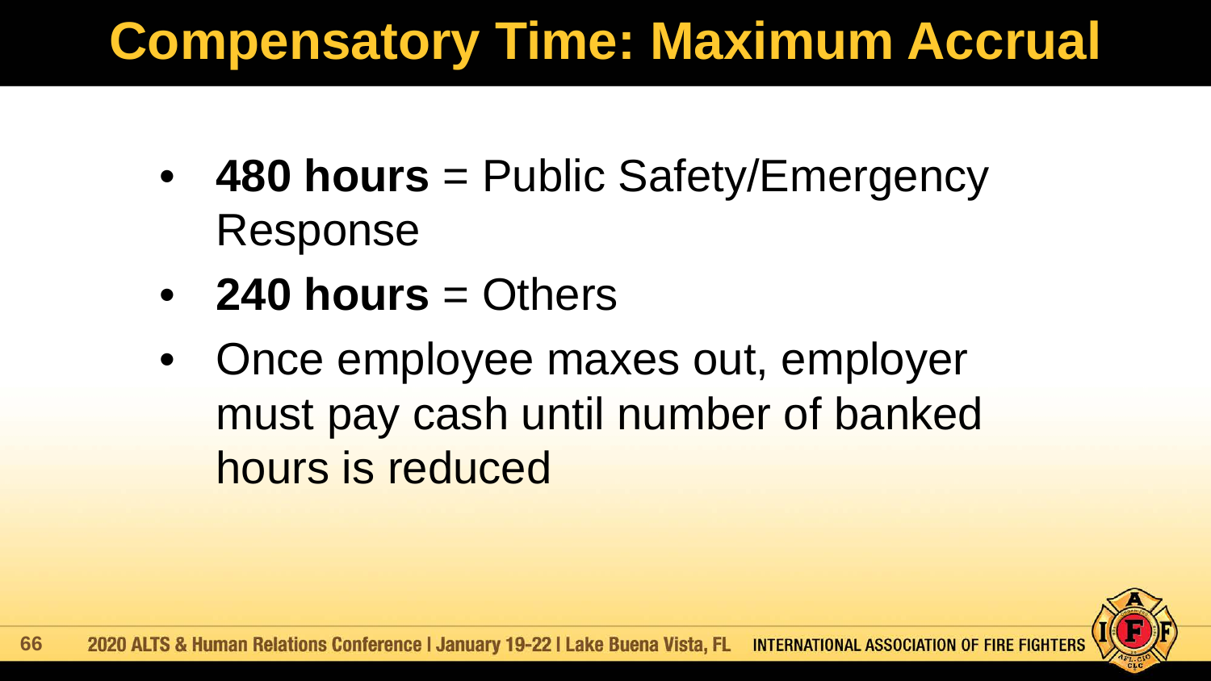# Compensatory Time: Maximum Accrual

- **480 hours** = Public Safety/Emergency Response
- **240 hours** = Others
- Once employee maxes out, employer must pay cash until number of banked hours is reduced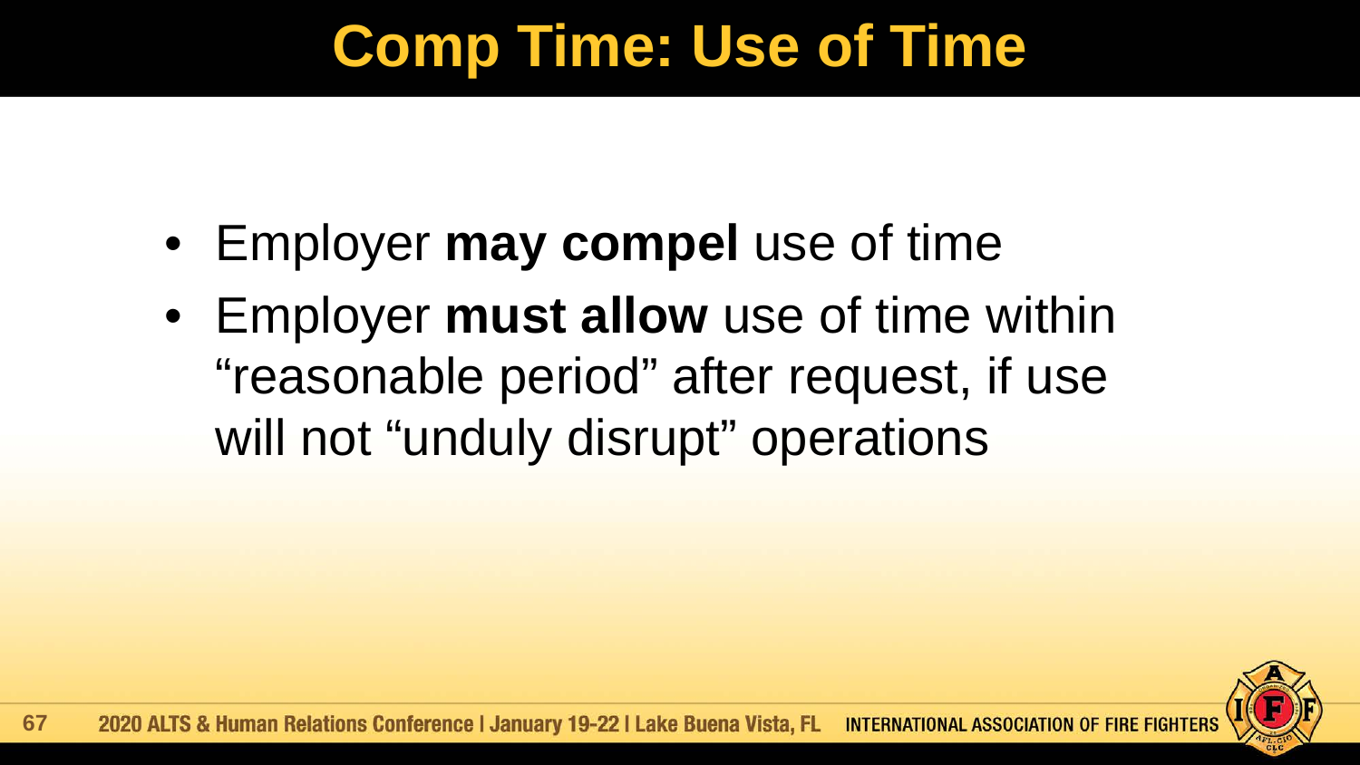# Comp Time: Use of Time

- Employer **may compel** use of time
- Employer **must allow** use of time within "reasonable period" after request, if use will not "unduly disrupt" operations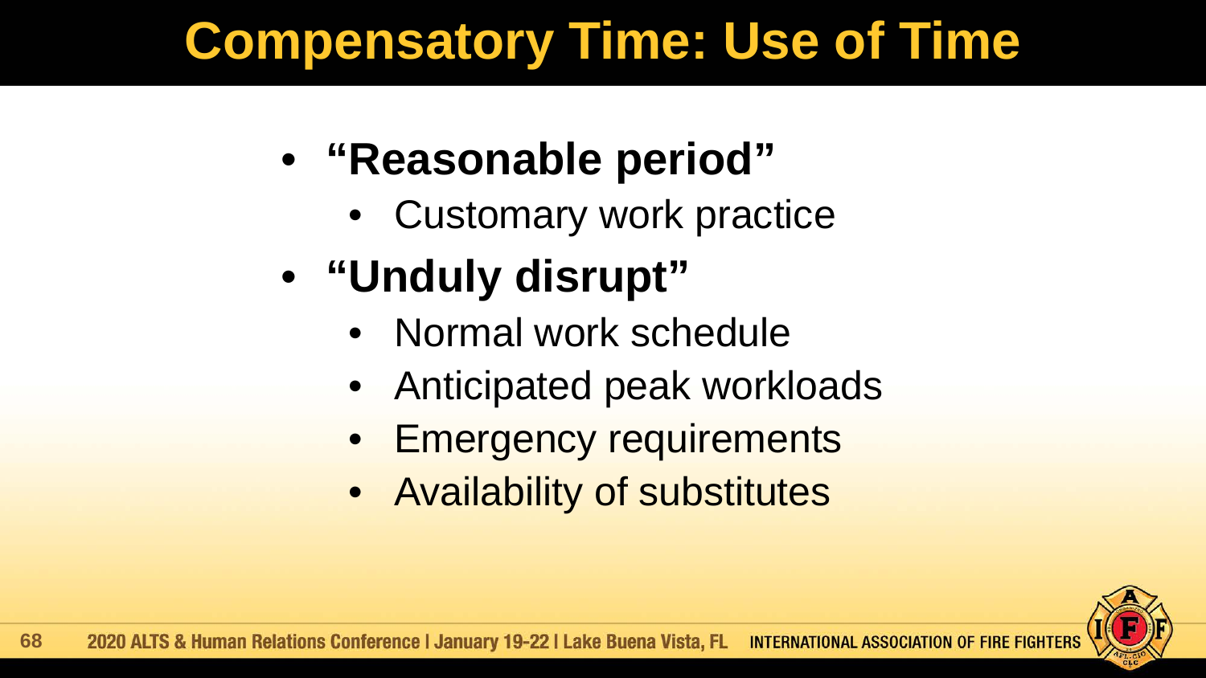# Compensatory Time: Use of Time

- **"Reasonable period"**
  - Customary work practice
- **"Unduly disrupt"**
  - Normal work schedule
  - Anticipated peak workloads
  - Emergency requirements
  - Availability of substitutes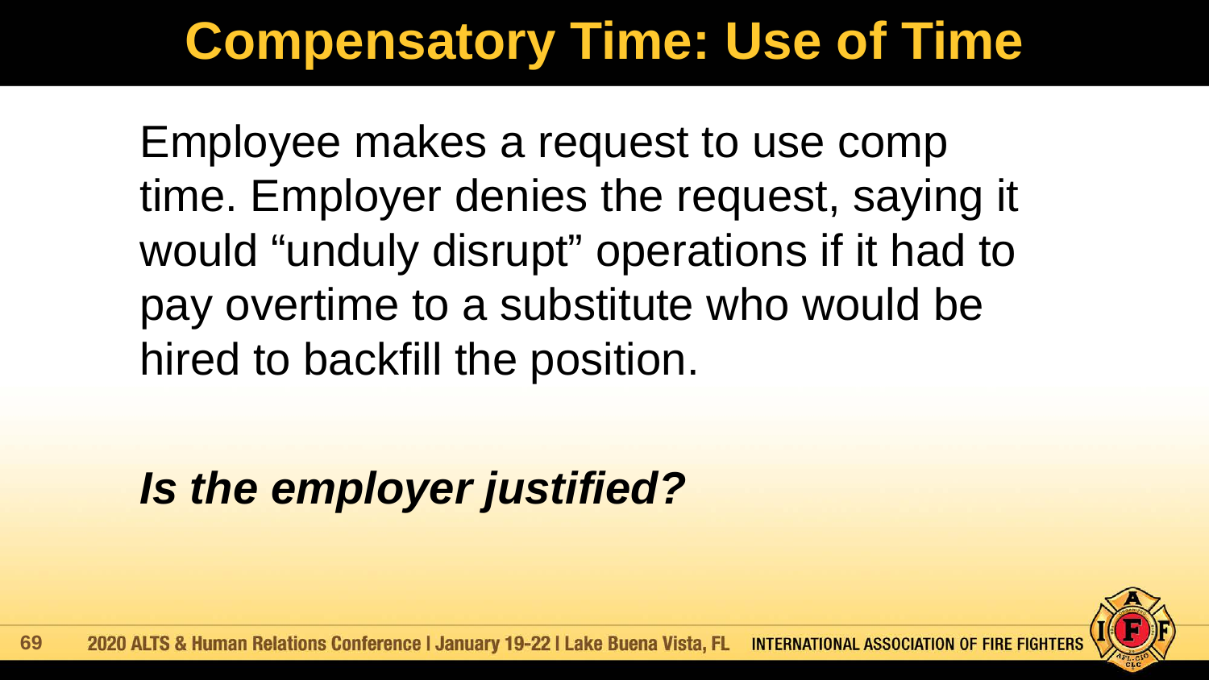# Compensatory Time: Use of Time

Employee makes a request to use comp time. Employer denies the request, saying it would “unduly disrupt” operations if it had to pay overtime to a substitute who would be hired to backfill the position.

***Is the employer justified?***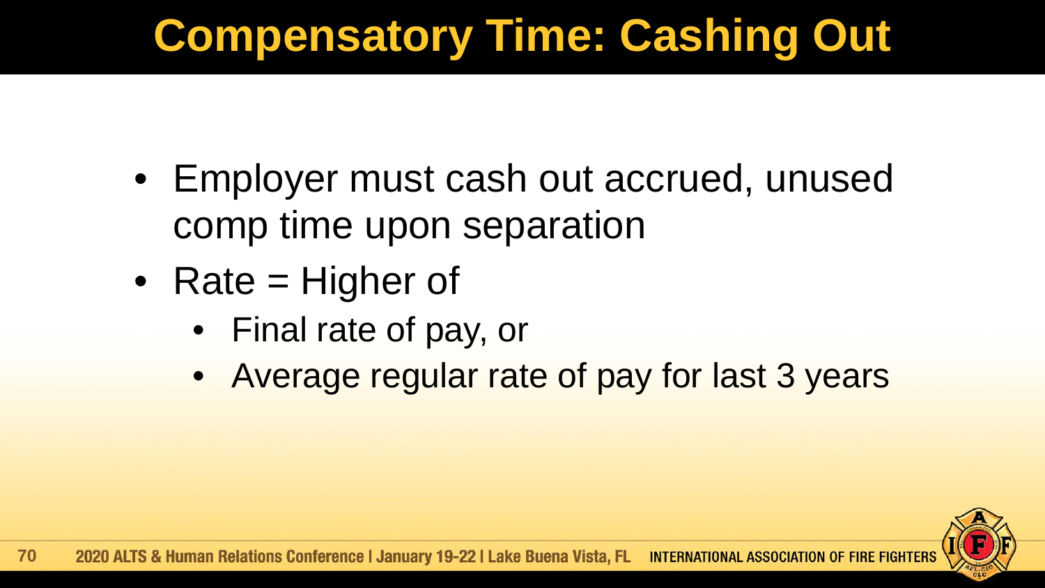# Compensatory Time: Cashing Out

- Employer must cash out accrued, unused comp time upon separation
- Rate = Higher of
  - Final rate of pay, or
  - Average regular rate of pay for last 3 years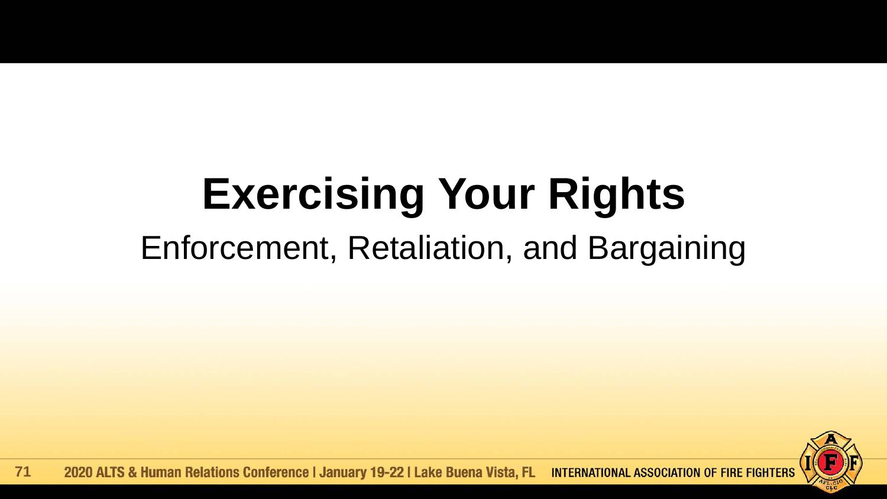# Exercising Your Rights

Enforcement, Retaliation, and Bargaining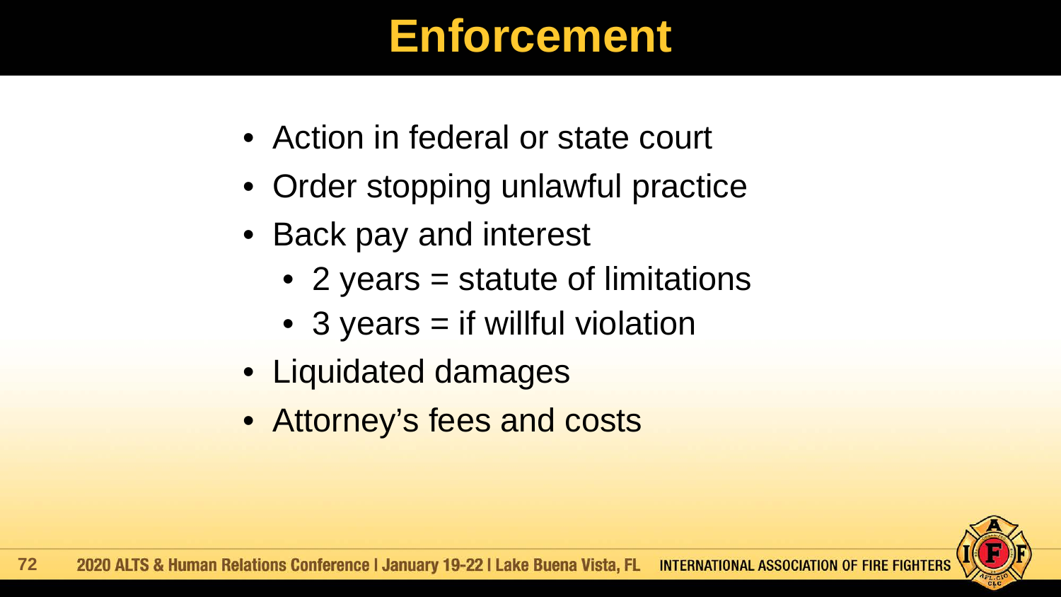# Enforcement

- Action in federal or state court
- Order stopping unlawful practice
- Back pay and interest
  - 2 years = statute of limitations
  - 3 years = if willful violation
- Liquidated damages
- Attorney's fees and costs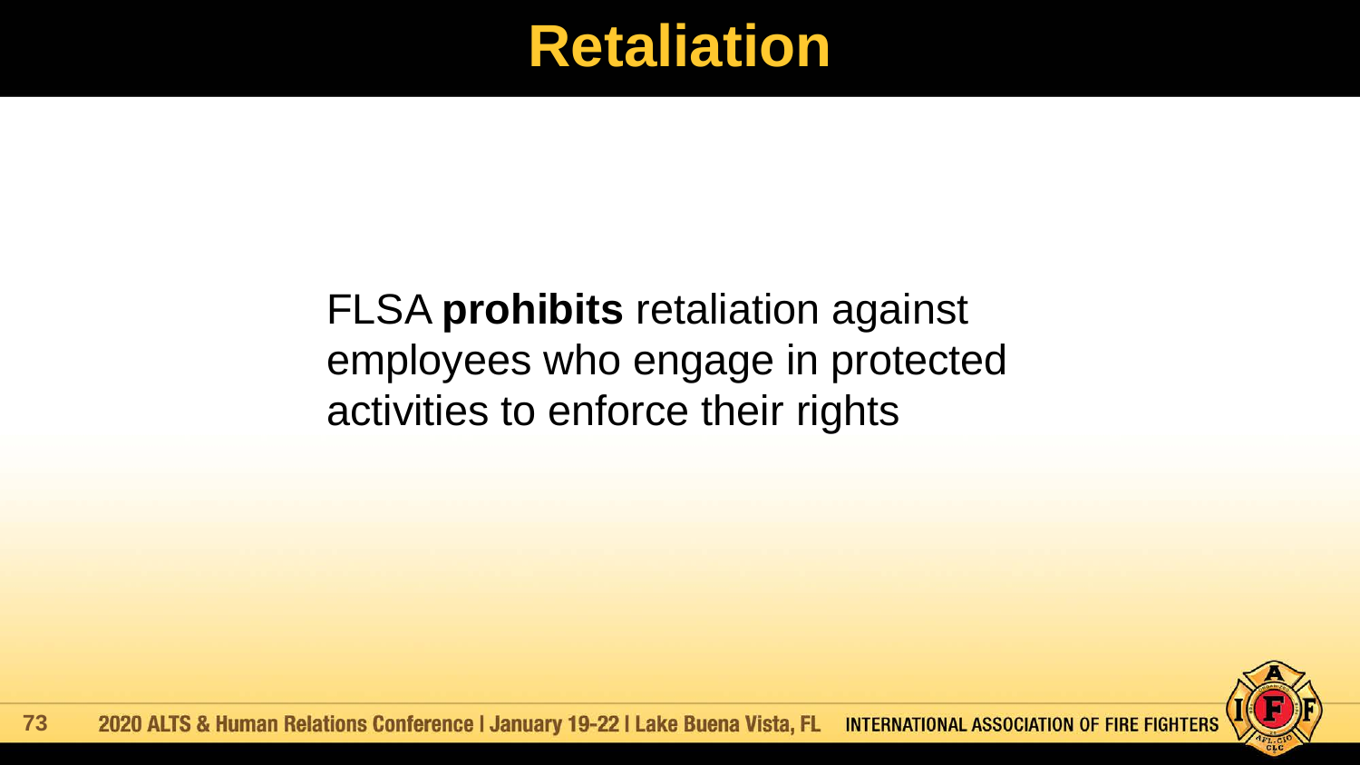# Retaliation

FLSA **prohibits** retaliation against employees who engage in protected activities to enforce their rights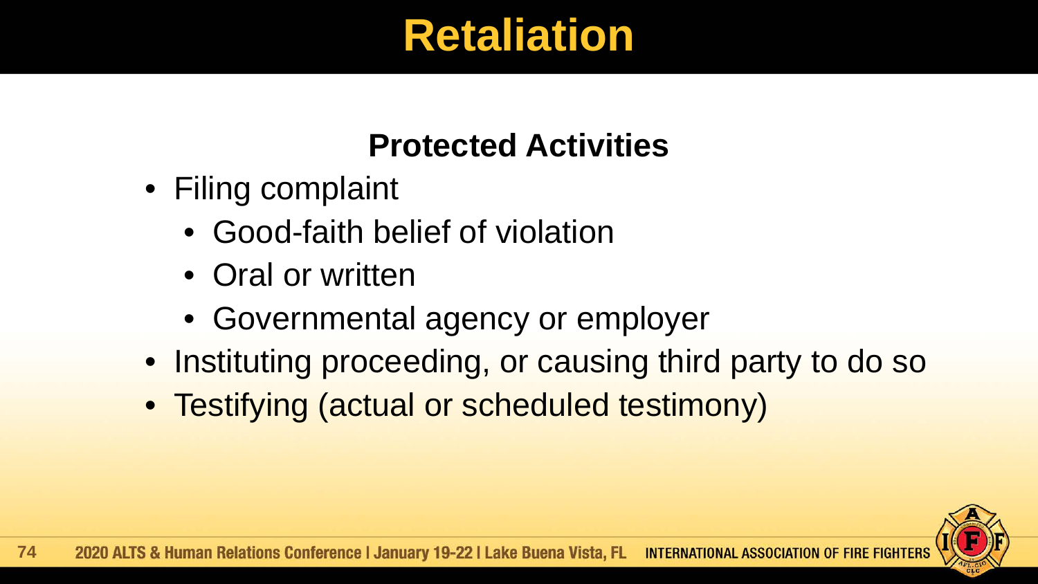# Retaliation

## Protected Activities

- Filing complaint
  - Good-faith belief of violation
  - Oral or written
  - Governmental agency or employer
- Instituting proceeding, or causing third party to do so
- Testifying (actual or scheduled testimony)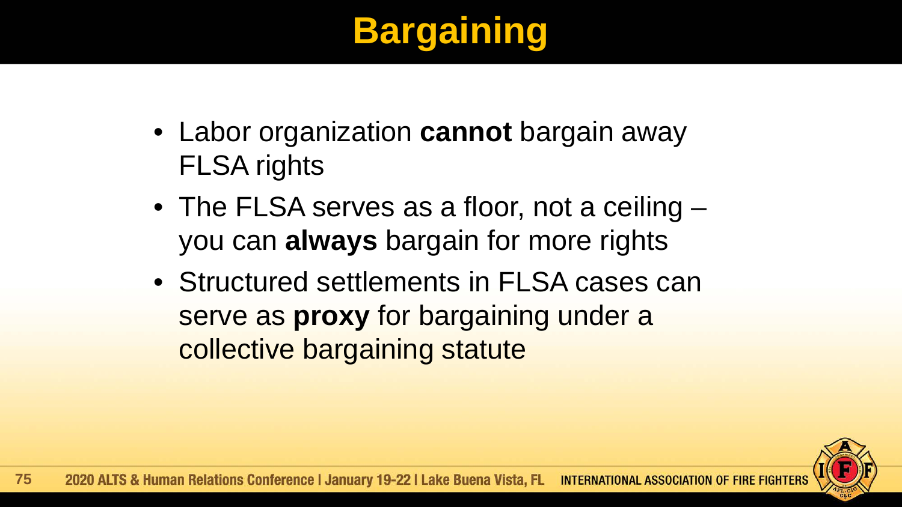# Bargaining

- Labor organization **cannot** bargain away FLSA rights
- The FLSA serves as a floor, not a ceiling – you can **always** bargain for more rights
- Structured settlements in FLSA cases can serve as **proxy** for bargaining under a collective bargaining statute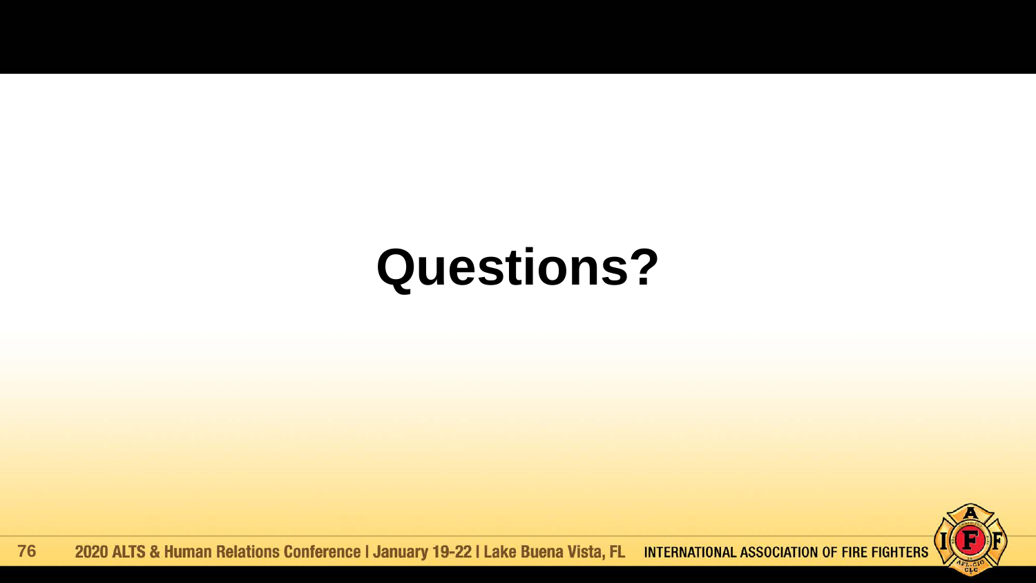# Questions?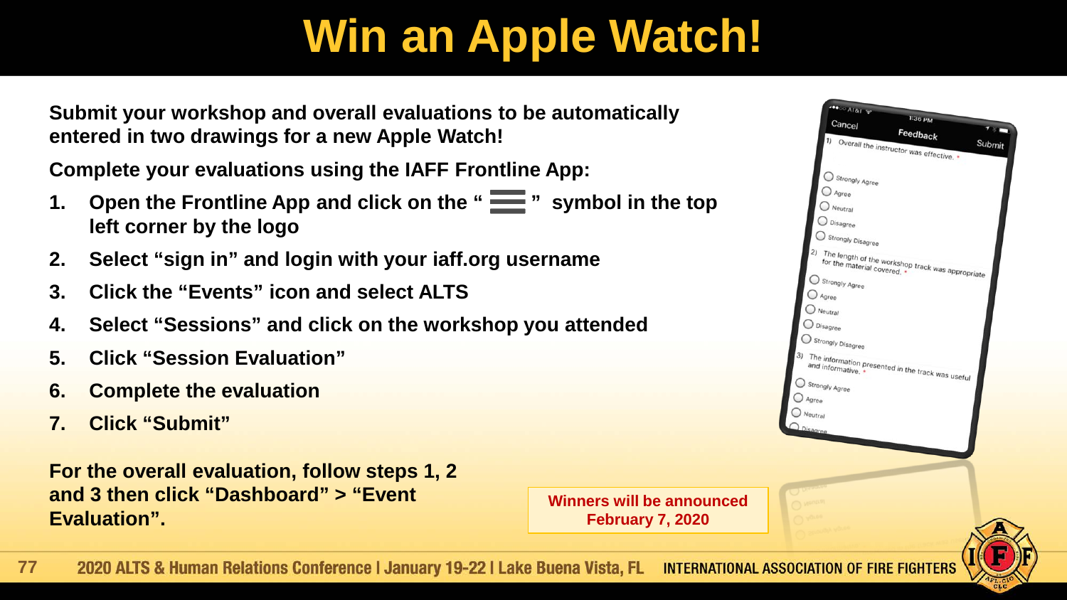# Win an Apple Watch!

**Submit your workshop and overall evaluations to be automatically entered in two drawings for a new Apple Watch!**

**Complete your evaluations using the IAFF Frontline App:**

1. **Open the Frontline App and click on the " ☰ " symbol in the top left corner by the logo**
2. **Select "sign in" and login with your iaff.org username**
3. **Click the "Events" icon and select ALTS**
4. **Select "Sessions" and click on the workshop you attended**
5. **Click "Session Evaluation"**
6. **Complete the evaluation**
7. **Click "Submit"**

**For the overall evaluation, follow steps 1, 2 and 3 then click "Dashboard" > "Event Evaluation".**

**Winners will be announced February 7, 2020**